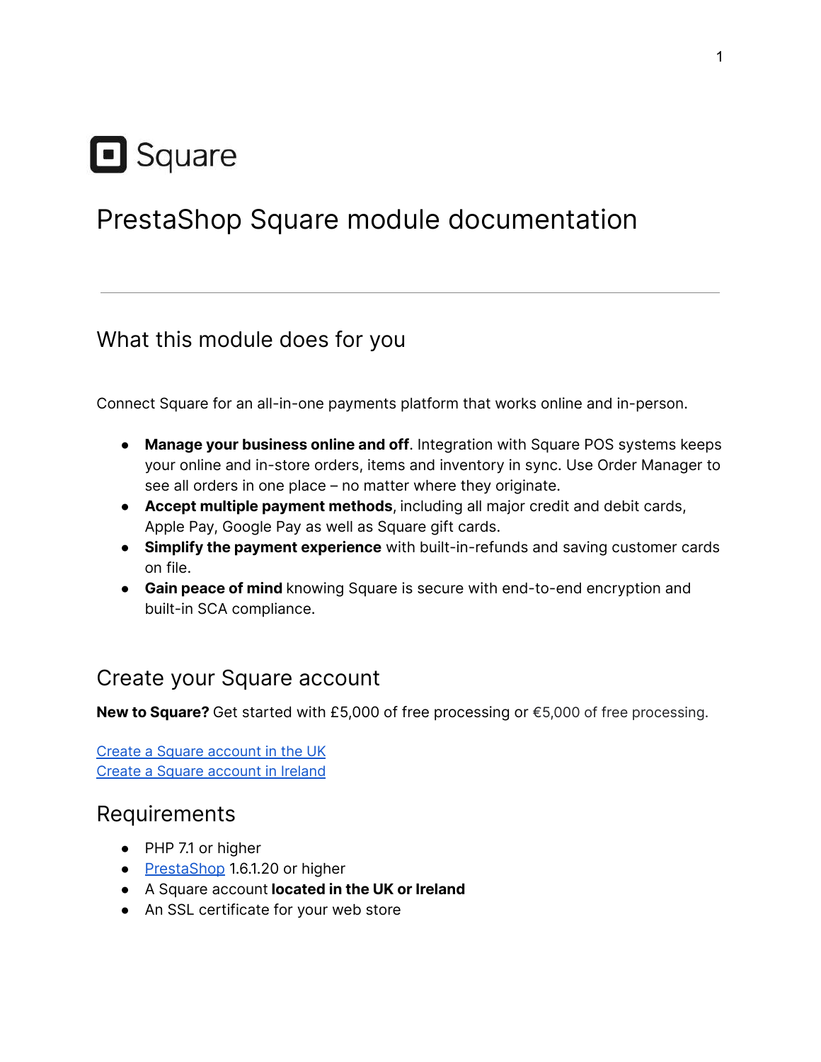Square

# PrestaShop Square module documentation

---

## What this module does for you

Connect Square for an all-in-one payments platform that works online and in-person.

- **Manage your business online and off**. Integration with Square POS systems keeps your online and in-store orders, items and inventory in sync. Use Order Manager to see all orders in one place – no matter where they originate.
- **Accept multiple payment methods**, including all major credit and debit cards, Apple Pay, Google Pay as well as Square gift cards.
- **Simplify the payment experience** with built-in-refunds and saving customer cards on file.
- **Gain peace of mind** knowing Square is secure with end-to-end encryption and built-in SCA compliance.

## Create your Square account

**New to Square?** Get started with £5,000 of free processing or €5,000 of free processing.

Create a Square account in the UK
Create a Square account in Ireland

## Requirements

- PHP 7.1 or higher
- PrestaShop 1.6.1.20 or higher
- A Square account **located in the UK or Ireland**
- An SSL certificate for your web store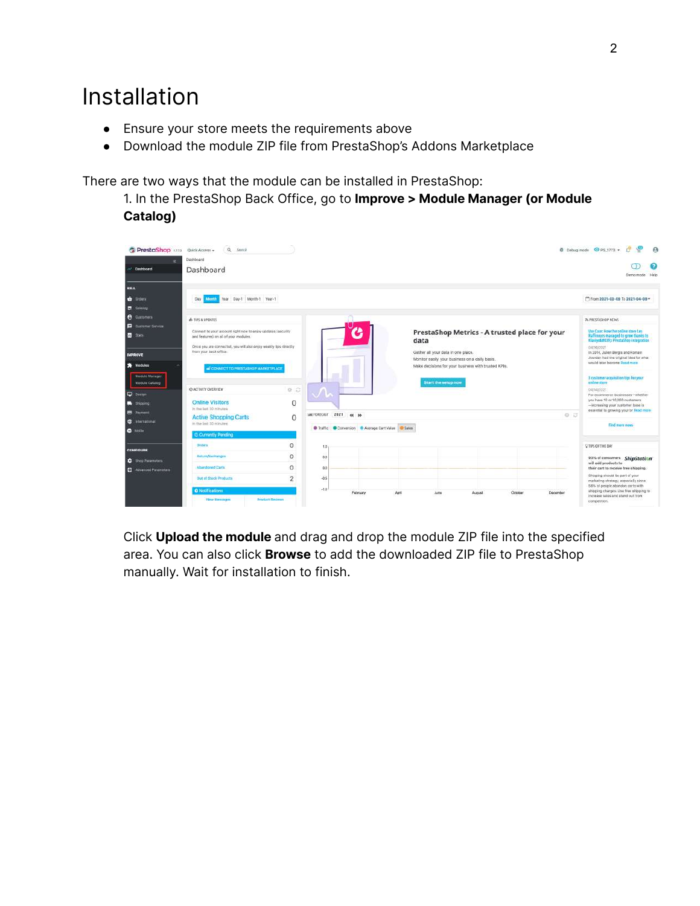# Installation

- Ensure your store meets the requirements above
- Download the module ZIP file from PrestaShop's Addons Marketplace

There are two ways that the module can be installed in PrestaShop:

1. In the PrestaShop Back Office, go to **Improve > Module Manager (or Module Catalog)**

Click **Upload the module** and drag and drop the module ZIP file into the specified area. You can also click **Browse** to add the downloaded ZIP file to PrestaShop manually. Wait for installation to finish.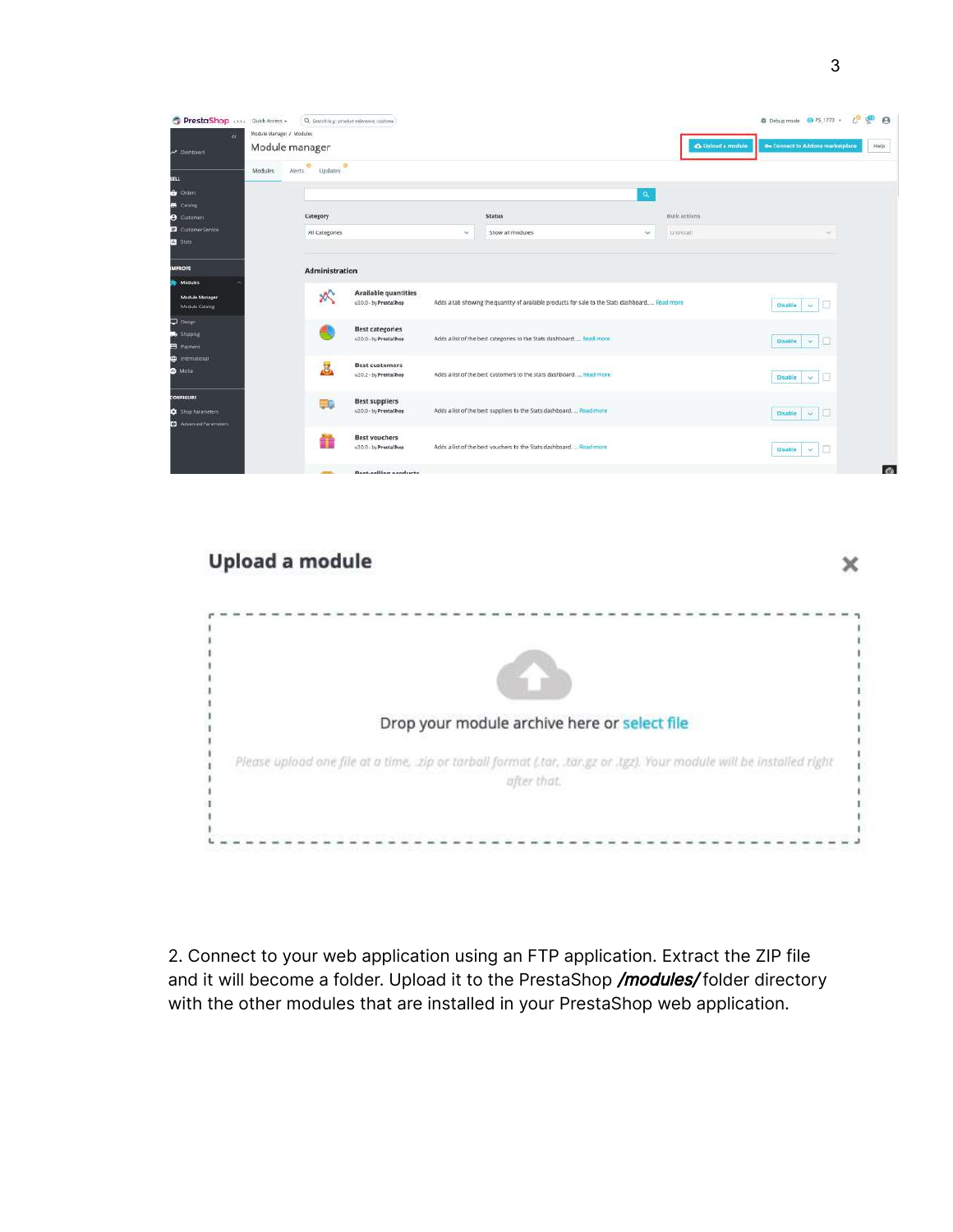2. Connect to your web application using an FTP application. Extract the ZIP file and it will become a folder. Upload it to the PrestaShop ***/modules/*** folder directory with the other modules that are installed in your PrestaShop web application.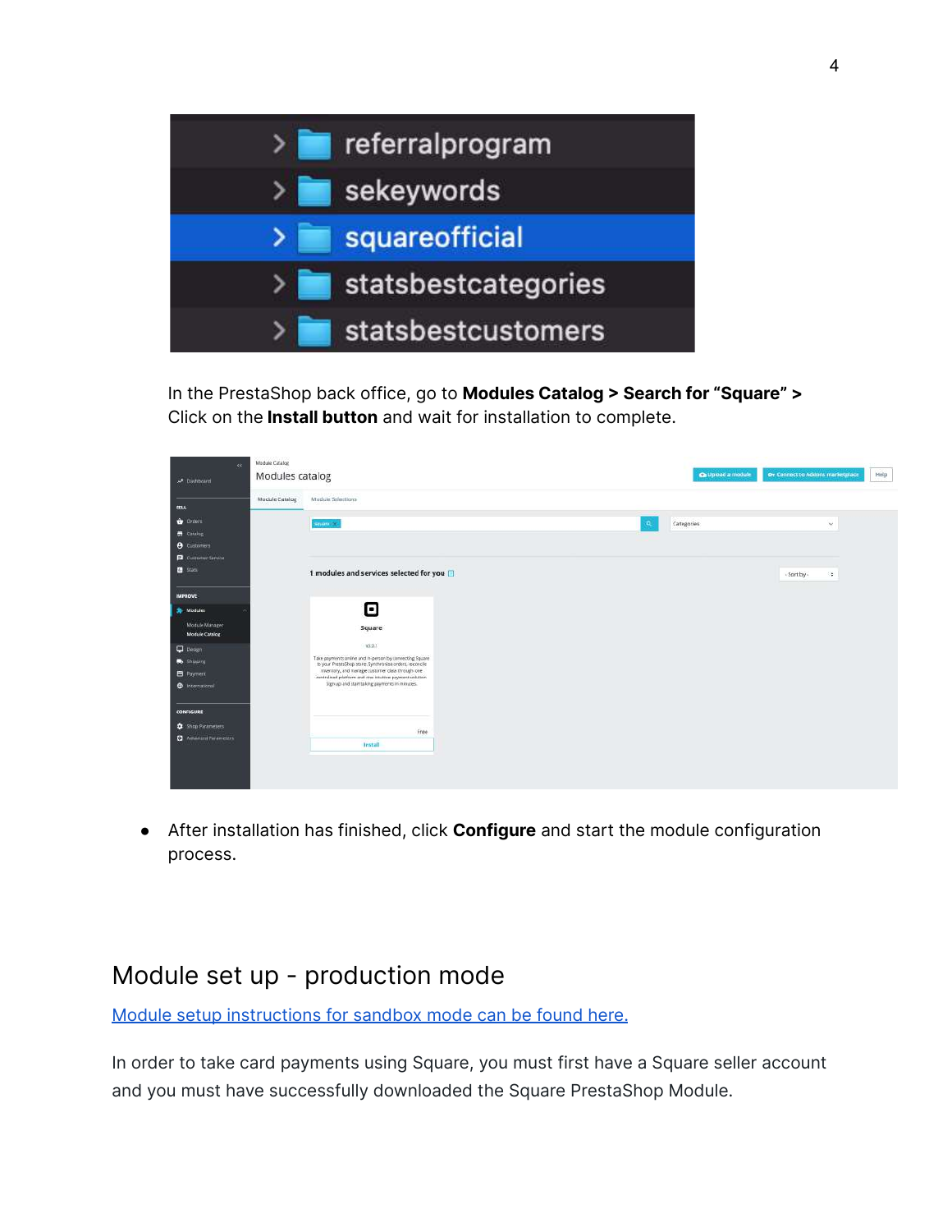In the PrestaShop back office, go to **Modules Catalog > Search for "Square" >** Click on the **Install button** and wait for installation to complete.

- After installation has finished, click **Configure** and start the module configuration process.

## Module set up - production mode

[Module setup instructions for sandbox mode can be found here.]()

In order to take card payments using Square, you must first have a Square seller account and you must have successfully downloaded the Square PrestaShop Module.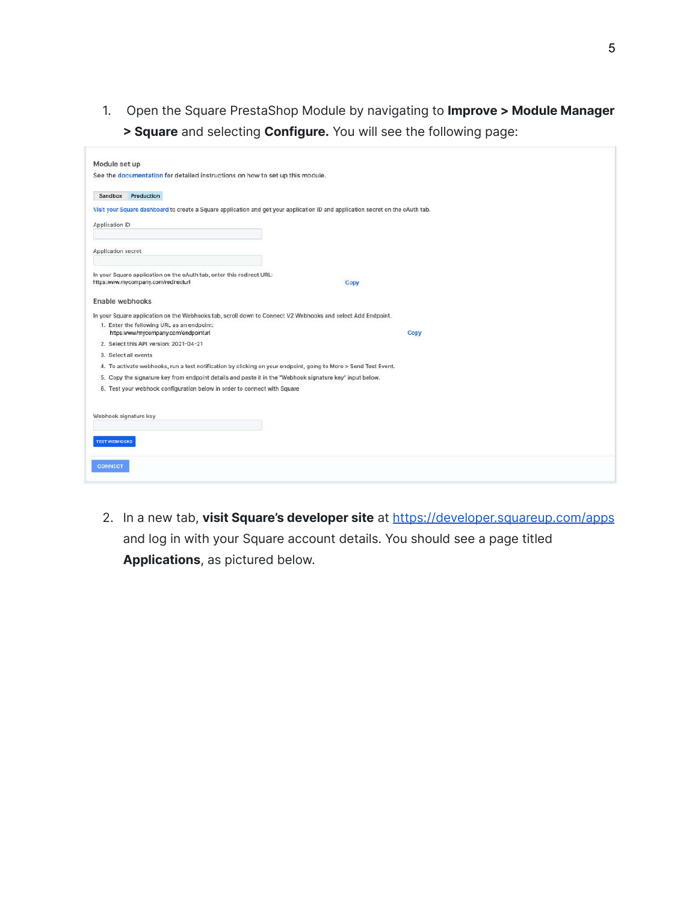1. Open the Square PrestaShop Module by navigating to **Improve > Module Manager > Square** and selecting **Configure.** You will see the following page:

Module set up

See the documentation for detailed instructions on how to set up this module.

Sandbox Production

Visit your Square dashboard to create a Square application and get your application ID and application secret on the oAuth tab.

Application ID

Application secret

In your Square application on the oAuth tab, enter this redirect URL:
https://www.mycompany.com/redirecturl Copy

Enable webhooks

In your Square application on the Webhooks tab, scroll down to Connect V2 Webhooks and select Add Endpoint.

1. Enter the following URL as an endpoint:
   https://www.mycompany.com/endpointurl Copy
2. Select this API version: 2021-04-21
3. Select all events
4. To activate webhooks, run a test notification by clicking on your endpoint, going to More > Send Test Event.
5. Copy the signature key from endpoint details and paste it in the "Webhook signature key" input below.
6. Test your webhook configuration below in order to connect with Square

Webhook signature key

TEST WEBHOOKS

CONNECT

2. In a new tab, **visit Square's developer site** at https://developer.squareup.com/apps and log in with your Square account details. You should see a page titled **Applications**, as pictured below.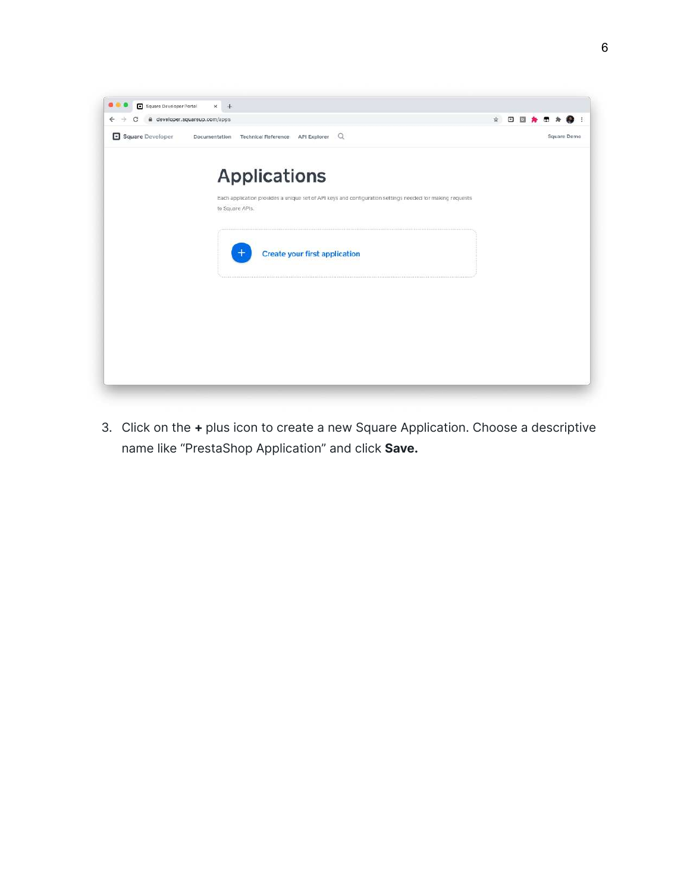3. Click on the **+** plus icon to create a new Square Application. Choose a descriptive name like “PrestaShop Application” and click **Save.**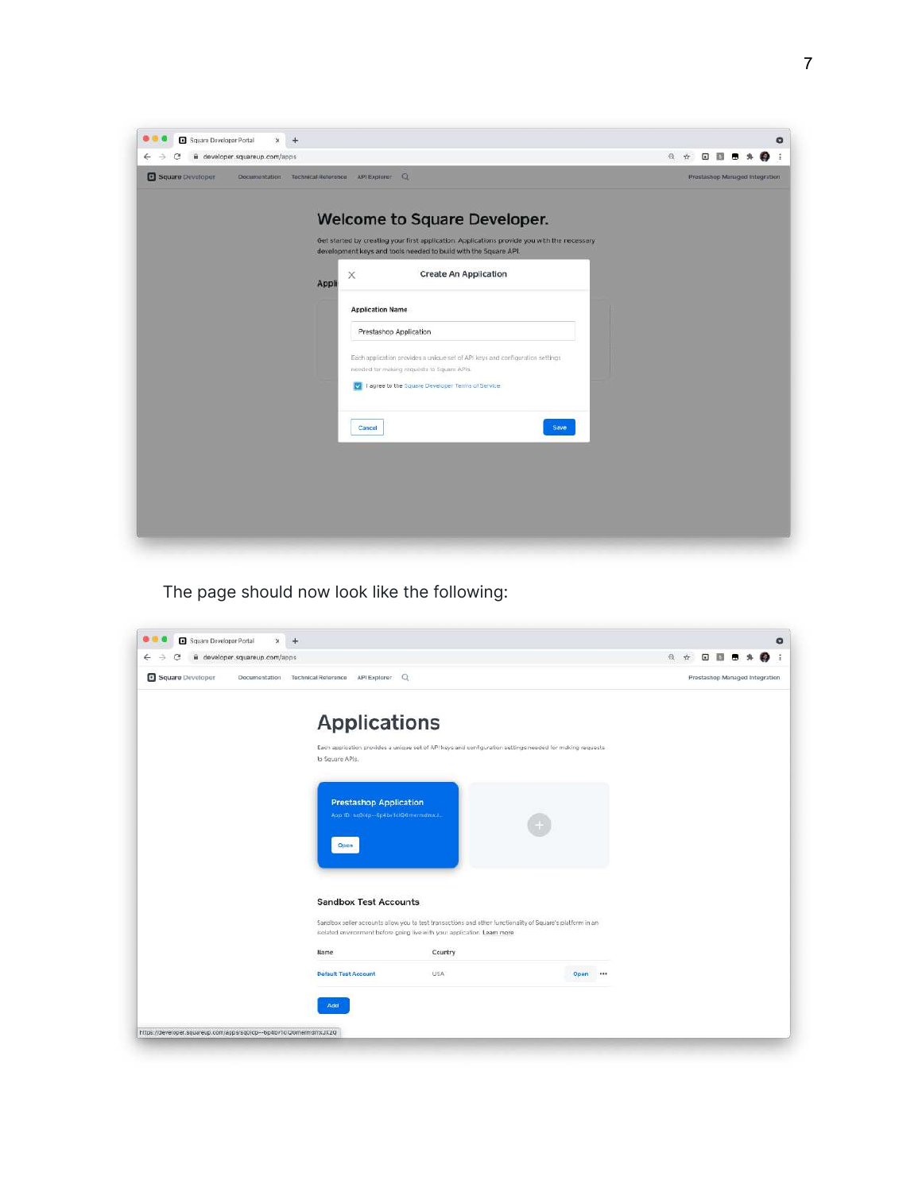The page should now look like the following: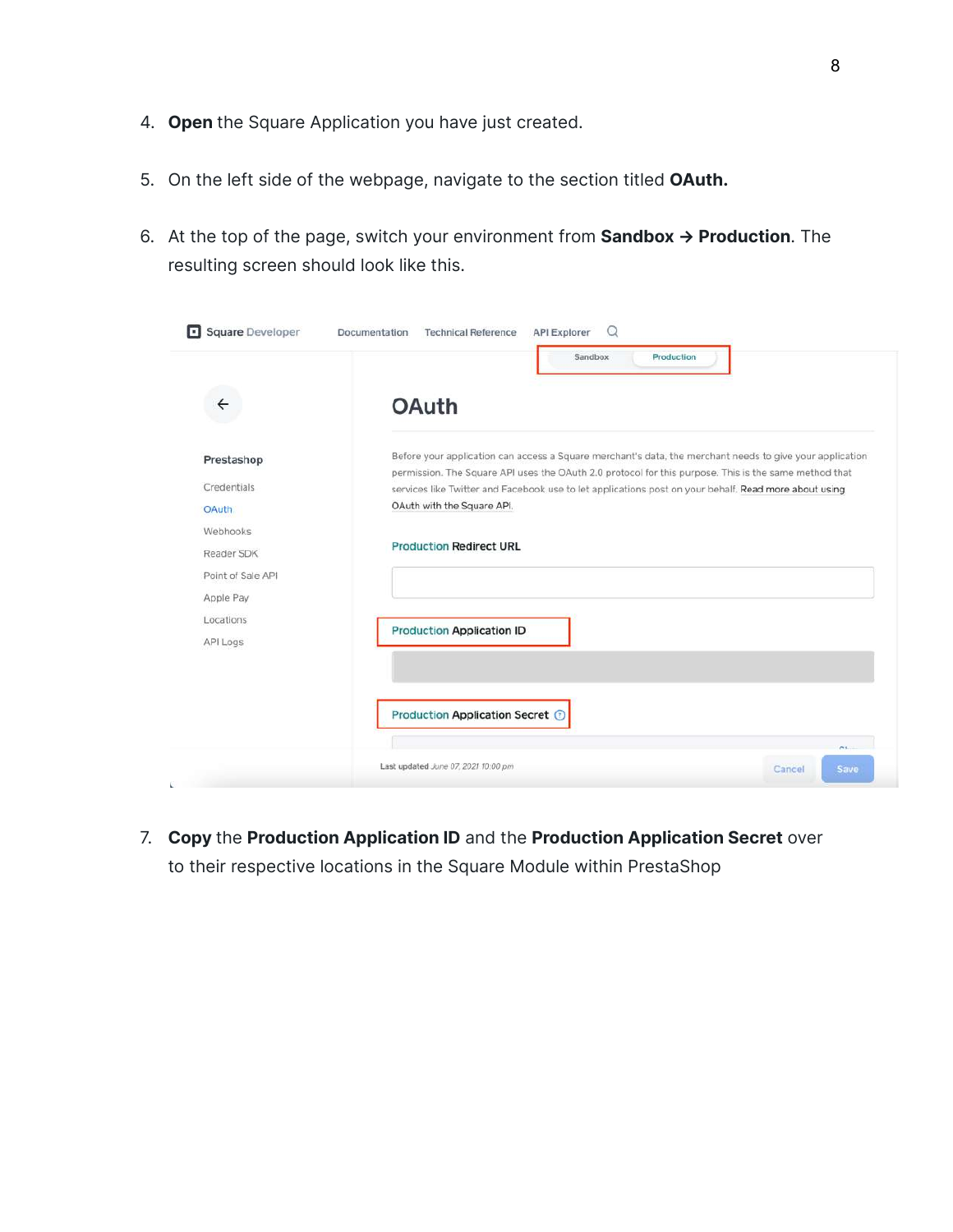4. **Open** the Square Application you have just created.

5. On the left side of the webpage, navigate to the section titled **OAuth.**

6. At the top of the page, switch your environment from **Sandbox → Production**. The resulting screen should look like this.

7. **Copy** the **Production Application ID** and the **Production Application Secret** over to their respective locations in the Square Module within PrestaShop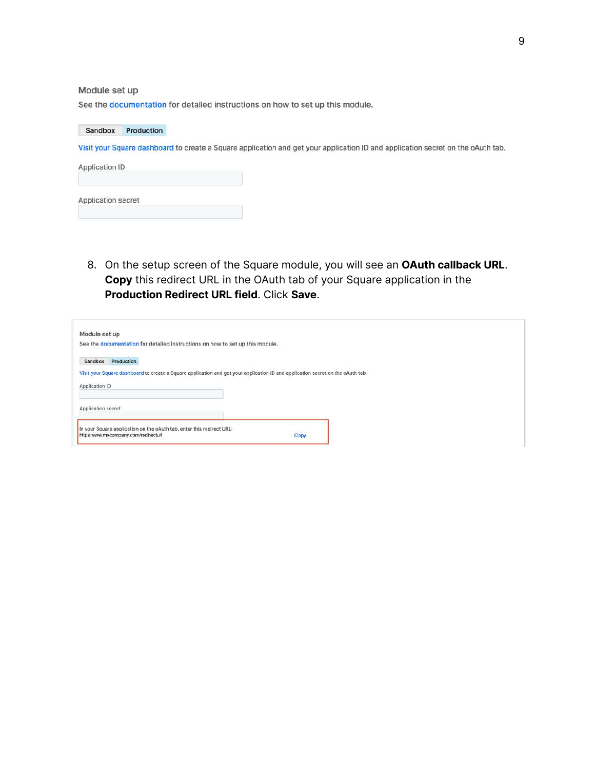Module set up

See the documentation for detailed instructions on how to set up this module.

Sandbox | Production

Visit your Square dashboard to create a Square application and get your application ID and application secret on the oAuth tab.

Application ID

Application secret

8. On the setup screen of the Square module, you will see an **OAuth callback URL**. **Copy** this redirect URL in the OAuth tab of your Square application in the **Production Redirect URL field**. Click **Save**.

Module set up

See the documentation for detailed instructions on how to set up this module.

Sandbox | Production

Visit your Square dashboard to create a Square application and get your application ID and application secret on the oAuth tab.

Application ID

Application secret

In your Square application on the oAuth tab, enter this redirect URL:
https:www.mycompany.com/redirecturl Copy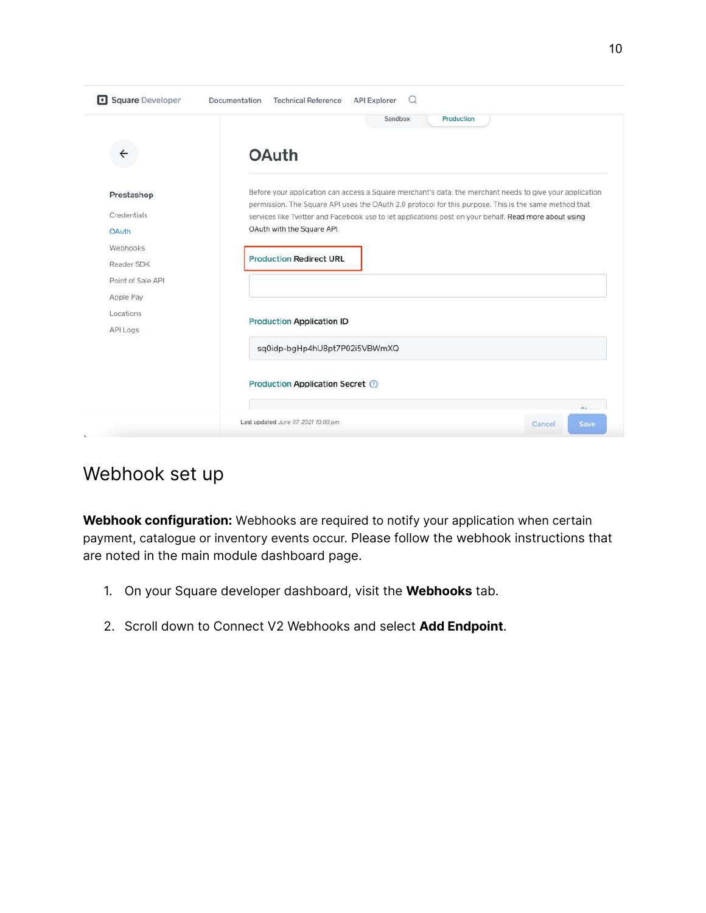## Webhook set up

**Webhook configuration:** Webhooks are required to notify your application when certain payment, catalogue or inventory events occur. Please follow the webhook instructions that are noted in the main module dashboard page.

1. On your Square developer dashboard, visit the **Webhooks** tab.

2. Scroll down to Connect V2 Webhooks and select **Add Endpoint**.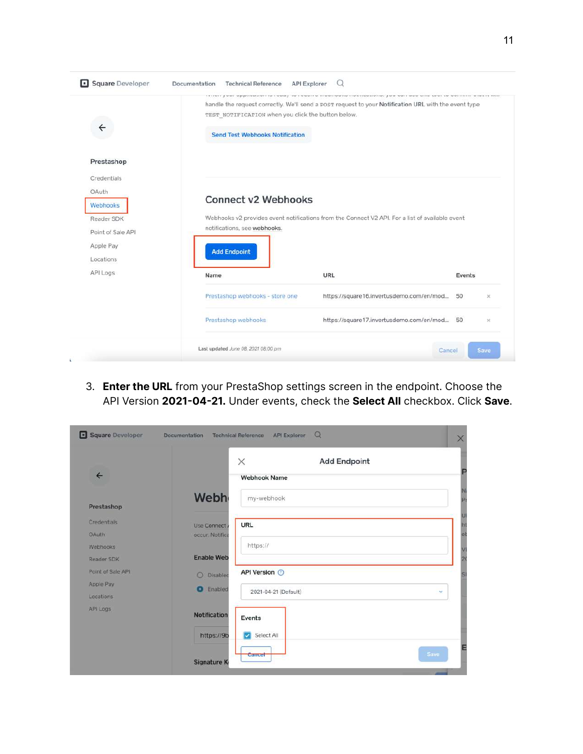3. **Enter the URL** from your PrestaShop settings screen in the endpoint. Choose the API Version **2021-04-21.** Under events, check the **Select All** checkbox. Click **Save**.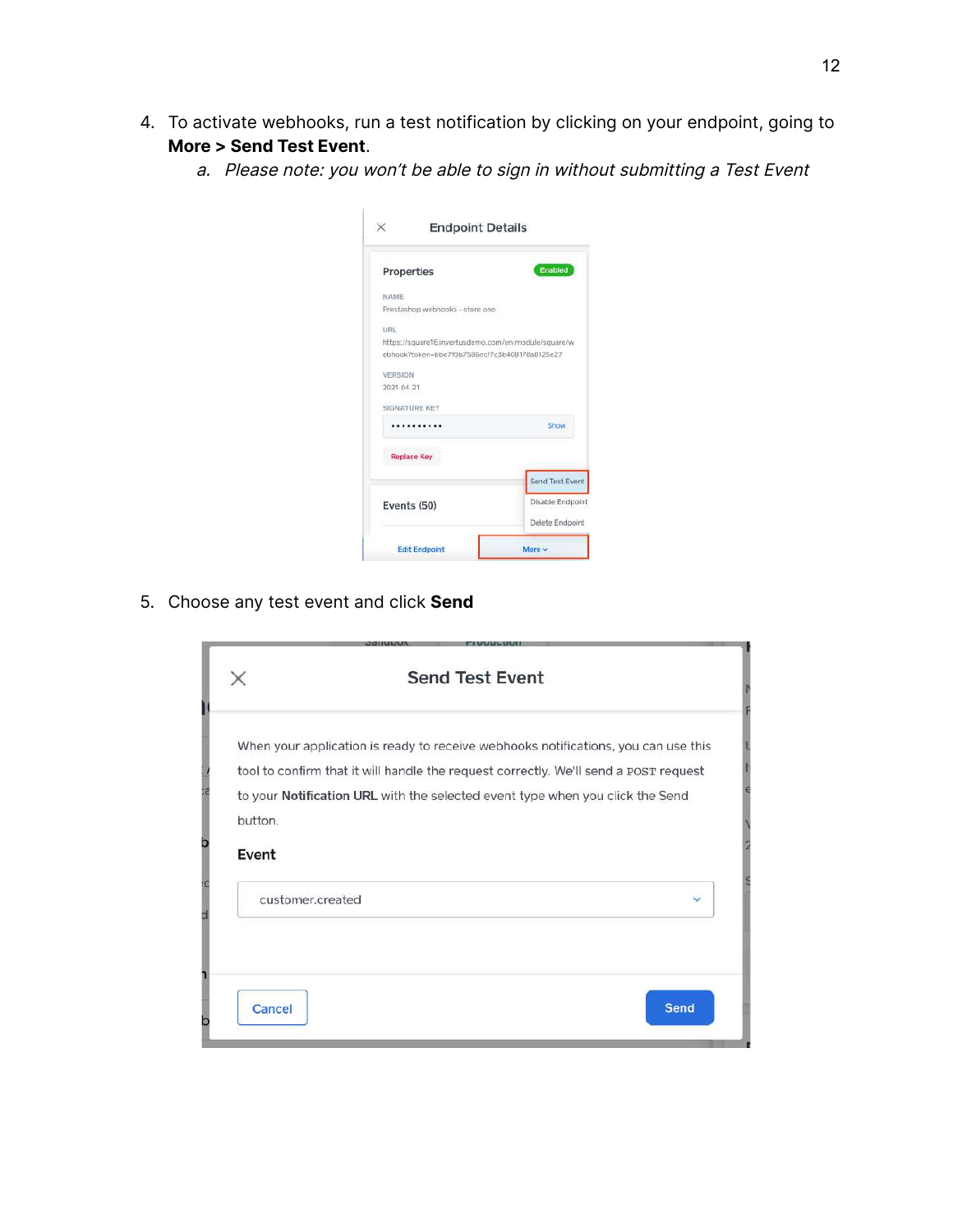4. To activate webhooks, run a test notification by clicking on your endpoint, going to **More > Send Test Event**.
    a. *Please note: you won't be able to sign in without submitting a Test Event*

5. Choose any test event and click **Send**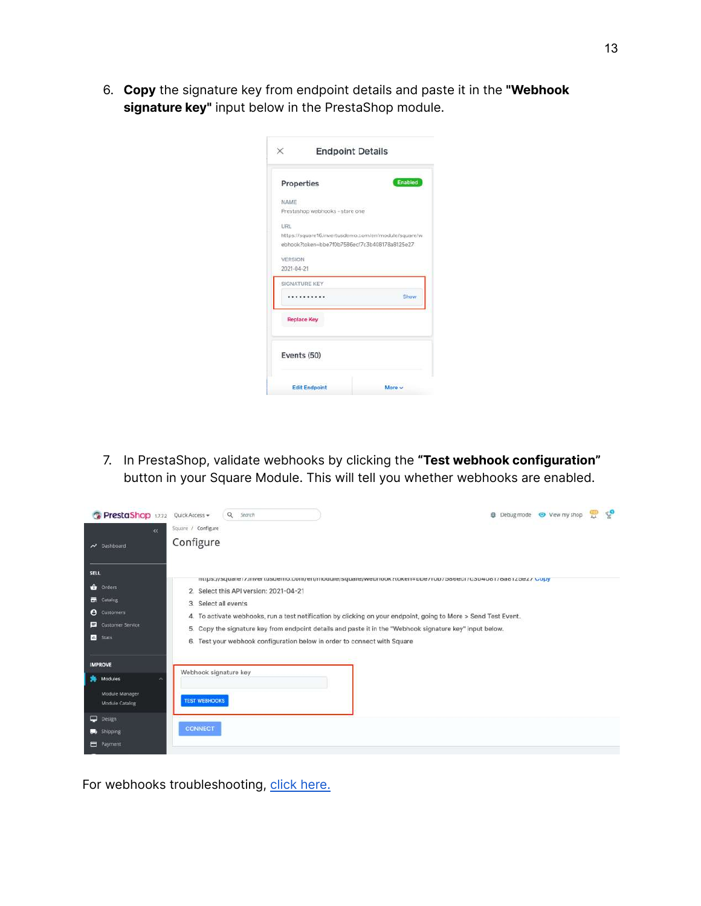6. **Copy** the signature key from endpoint details and paste it in the **"Webhook signature key"** input below in the PrestaShop module.

7. In PrestaShop, validate webhooks by clicking the **"Test webhook configuration"** button in your Square Module. This will tell you whether webhooks are enabled.

For webhooks troubleshooting, click here.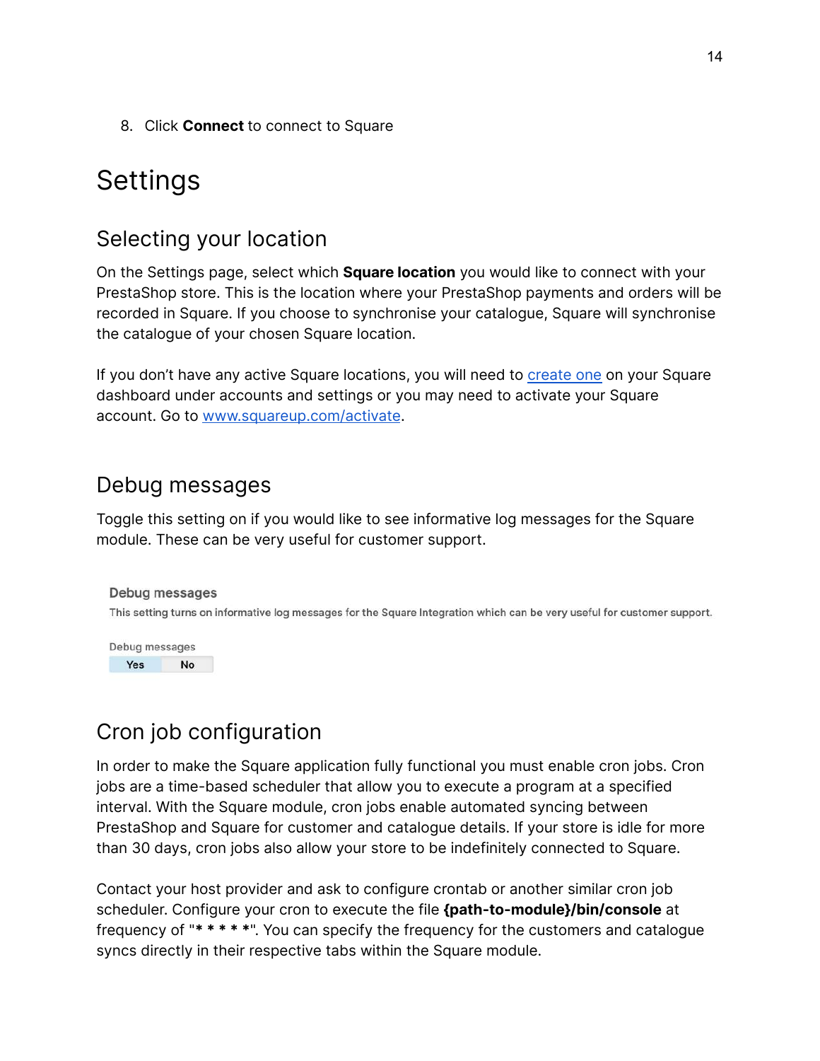8. Click **Connect** to connect to Square

# Settings

## Selecting your location

On the Settings page, select which **Square location** you would like to connect with your PrestaShop store. This is the location where your PrestaShop payments and orders will be recorded in Square. If you choose to synchronise your catalogue, Square will synchronise the catalogue of your chosen Square location.

If you don't have any active Square locations, you will need to [create one](create one) on your Square dashboard under accounts and settings or you may need to activate your Square account. Go to [www.squareup.com/activate](www.squareup.com/activate).

## Debug messages

Toggle this setting on if you would like to see informative log messages for the Square module. These can be very useful for customer support.

**Debug messages**

This setting turns on informative log messages for the Square Integration which can be very useful for customer support.

Debug messages

Yes | No

## Cron job configuration

In order to make the Square application fully functional you must enable cron jobs. Cron jobs are a time-based scheduler that allow you to execute a program at a specified interval. With the Square module, cron jobs enable automated syncing between PrestaShop and Square for customer and catalogue details. If your store is idle for more than 30 days, cron jobs also allow your store to be indefinitely connected to Square.

Contact your host provider and ask to configure crontab or another similar cron job scheduler. Configure your cron to execute the file **{path-to-module}/bin/console** at frequency of "**`* * * * *`**". You can specify the frequency for the customers and catalogue syncs directly in their respective tabs within the Square module.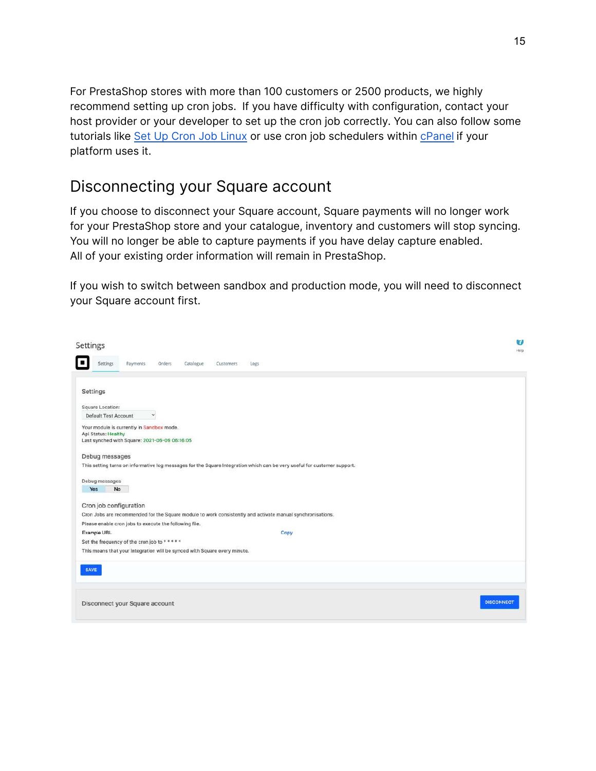For PrestaShop stores with more than 100 customers or 2500 products, we highly recommend setting up cron jobs. If you have difficulty with configuration, contact your host provider or your developer to set up the cron job correctly. You can also follow some tutorials like [Set Up Cron Job Linux](#) or use cron job schedulers within [cPanel](#) if your platform uses it.

## Disconnecting your Square account

If you choose to disconnect your Square account, Square payments will no longer work for your PrestaShop store and your catalogue, inventory and customers will stop syncing. You will no longer be able to capture payments if you have delay capture enabled. All of your existing order information will remain in PrestaShop.

If you wish to switch between sandbox and production mode, you will need to disconnect your Square account first.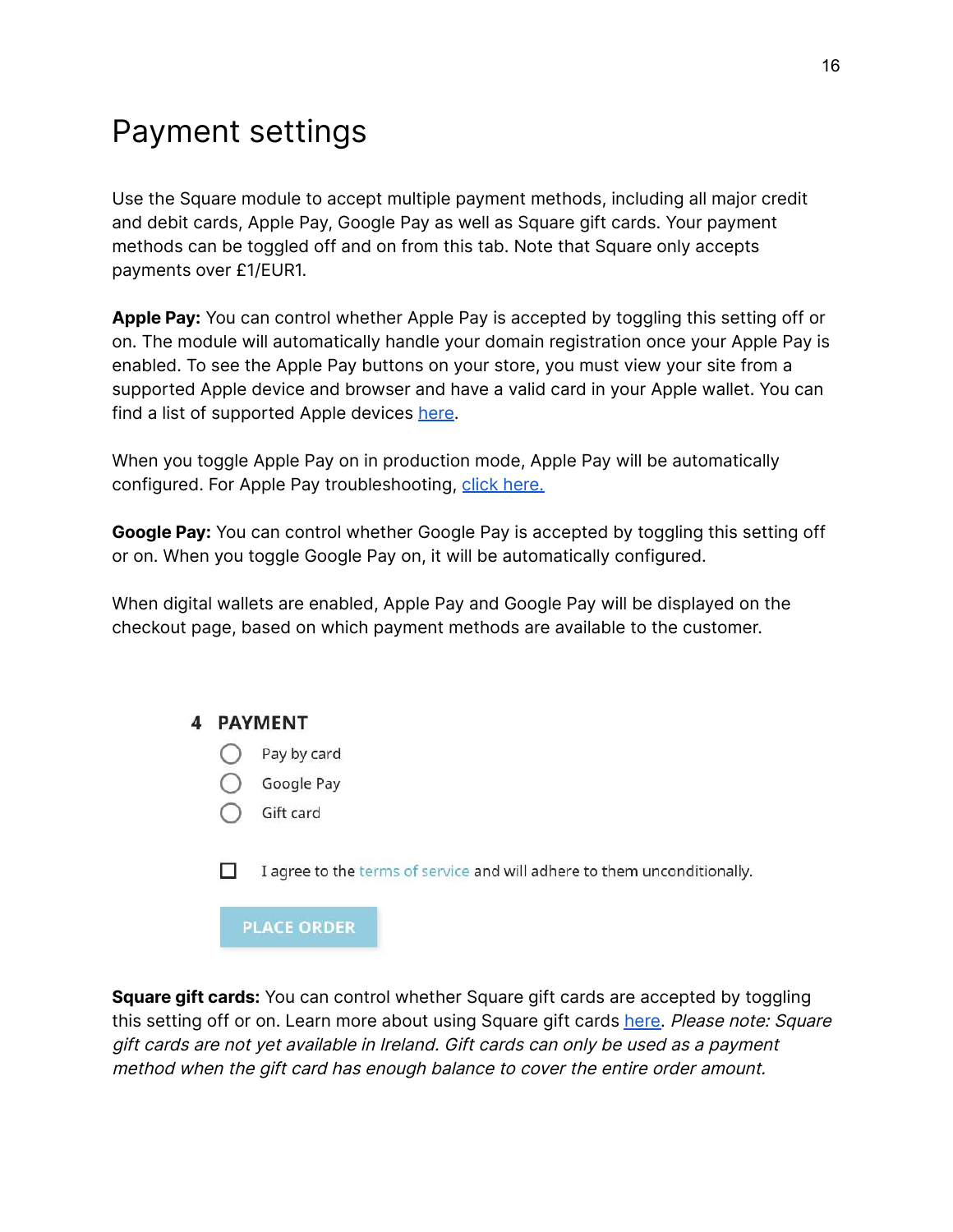# Payment settings

Use the Square module to accept multiple payment methods, including all major credit and debit cards, Apple Pay, Google Pay as well as Square gift cards. Your payment methods can be toggled off and on from this tab. Note that Square only accepts payments over £1/EUR1.

**Apple Pay:** You can control whether Apple Pay is accepted by toggling this setting off or on. The module will automatically handle your domain registration once your Apple Pay is enabled. To see the Apple Pay buttons on your store, you must view your site from a supported Apple device and browser and have a valid card in your Apple wallet. You can find a list of supported Apple devices here.

When you toggle Apple Pay on in production mode, Apple Pay will be automatically configured. For Apple Pay troubleshooting, click here.

**Google Pay:** You can control whether Google Pay is accepted by toggling this setting off or on. When you toggle Google Pay on, it will be automatically configured.

When digital wallets are enabled, Apple Pay and Google Pay will be displayed on the checkout page, based on which payment methods are available to the customer.

**4 PAYMENT**

- ○ Pay by card
- ○ Google Pay
- ○ Gift card

☐ I agree to the terms of service and will adhere to them unconditionally.

PLACE ORDER

**Square gift cards:** You can control whether Square gift cards are accepted by toggling this setting off or on. Learn more about using Square gift cards here. *Please note: Square gift cards are not yet available in Ireland. Gift cards can only be used as a payment method when the gift card has enough balance to cover the entire order amount.*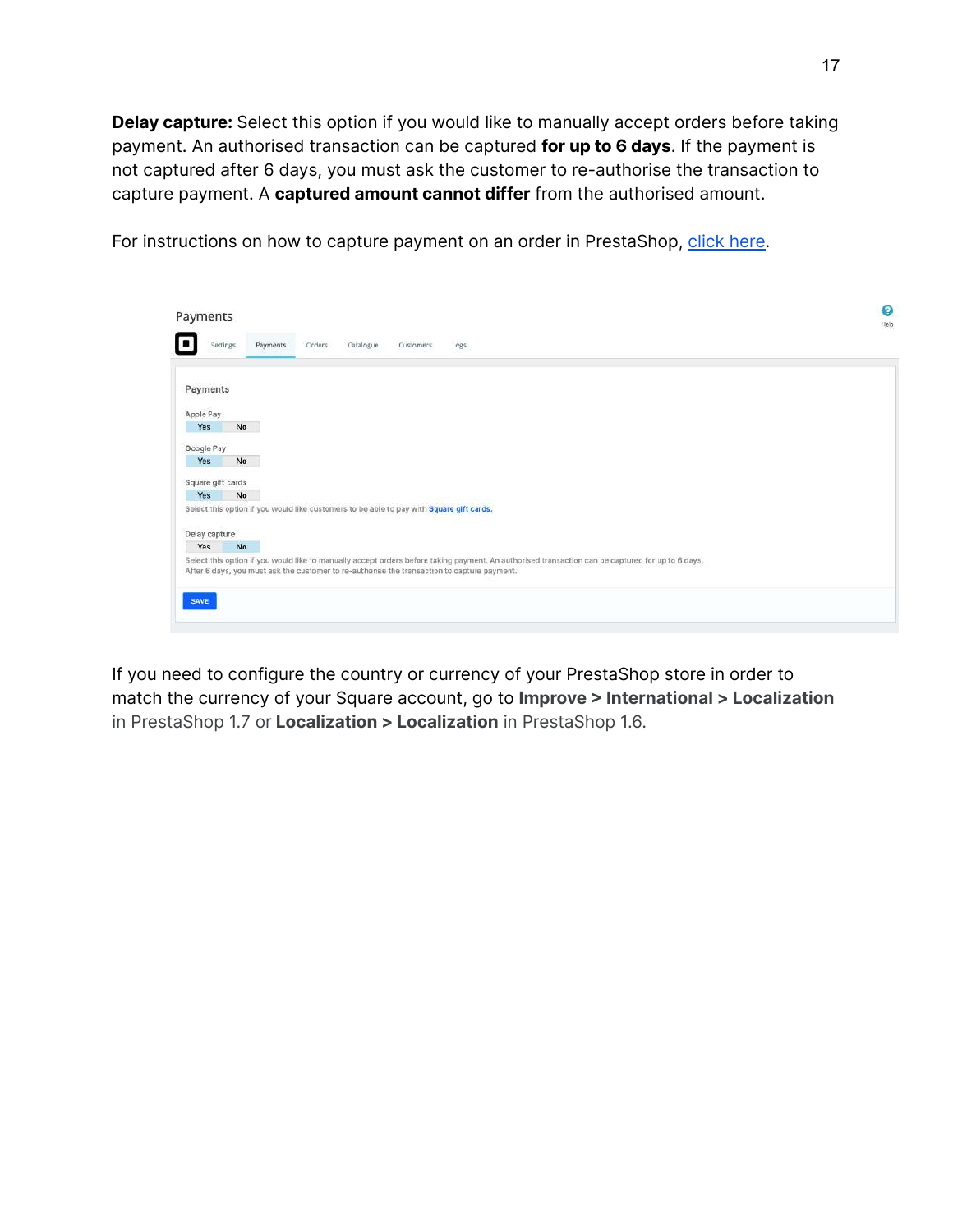**Delay capture:** Select this option if you would like to manually accept orders before taking payment. An authorised transaction can be captured **for up to 6 days**. If the payment is not captured after 6 days, you must ask the customer to re-authorise the transaction to capture payment. A **captured amount cannot differ** from the authorised amount.

For instructions on how to capture payment on an order in PrestaShop, [click here](#).

If you need to configure the country or currency of your PrestaShop store in order to match the currency of your Square account, go to **Improve > International > Localization** in PrestaShop 1.7 or **Localization > Localization** in PrestaShop 1.6.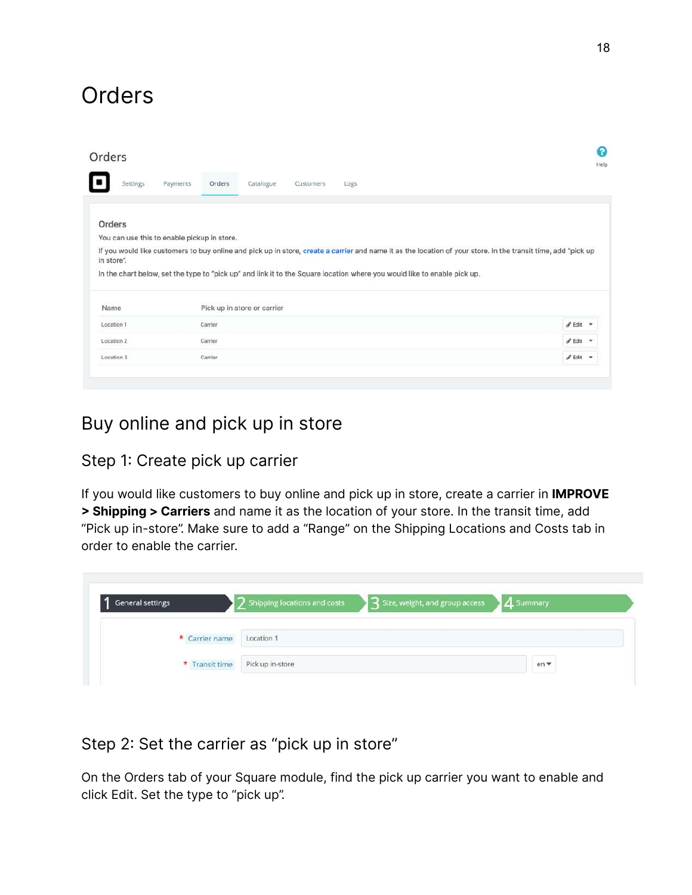# Orders

Orders

Settings Payments Orders Catalogue Customers Logs

Help

**Orders**

You can use this to enable pickup in store.

If you would like customers to buy online and pick up in store, create a carrier and name it as the location of your store. In the transit time, add "pick up in store".

In the chart below, set the type to "pick up" and link it to the Square location where you would like to enable pick up.

| Name | Pick up in store or carrier | |
|---|---|---|
| Location 1 | Carrier | Edit |
| Location 2 | Carrier | Edit |
| Location 3 | Carrier | Edit |

## Buy online and pick up in store

### Step 1: Create pick up carrier

If you would like customers to buy online and pick up in store, create a carrier in **IMPROVE > Shipping > Carriers** and name it as the location of your store. In the transit time, add "Pick up in-store". Make sure to add a "Range" on the Shipping Locations and Costs tab in order to enable the carrier.

1 General settings | 2 Shipping locations and costs | 3 Size, weight, and group access | 4 Summary

* Carrier name: Location 1

* Transit time: Pick up in-store (en)

### Step 2: Set the carrier as "pick up in store"

On the Orders tab of your Square module, find the pick up carrier you want to enable and click Edit. Set the type to "pick up".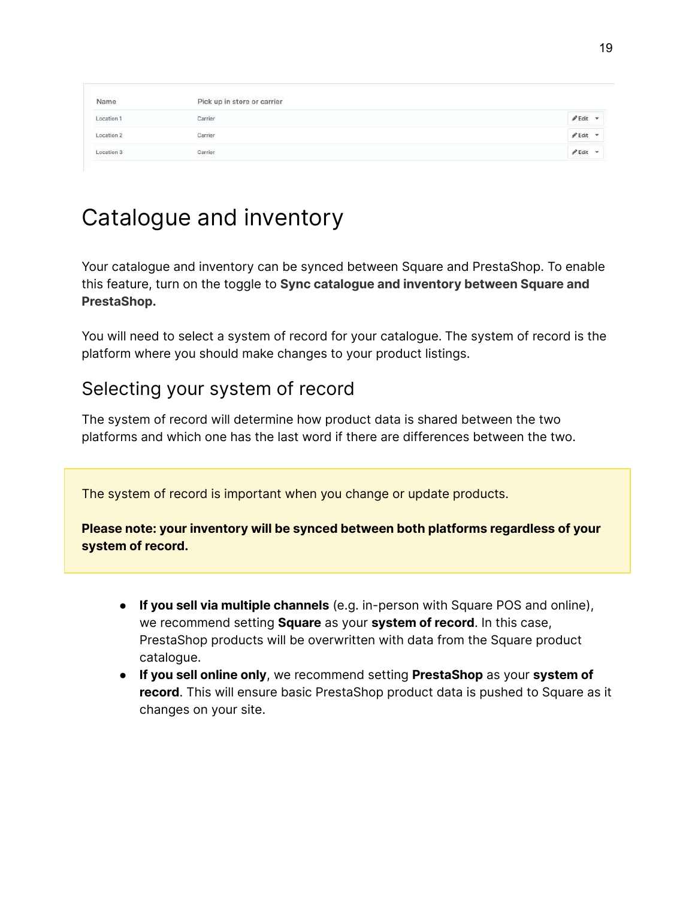| Name | Pick up in store or carrier | |
|---|---|---|
| Location 1 | Carrier | Edit |
| Location 2 | Carrier | Edit |
| Location 3 | Carrier | Edit |

# Catalogue and inventory

Your catalogue and inventory can be synced between Square and PrestaShop. To enable this feature, turn on the toggle to **Sync catalogue and inventory between Square and PrestaShop.**

You will need to select a system of record for your catalogue. The system of record is the platform where you should make changes to your product listings.

## Selecting your system of record

The system of record will determine how product data is shared between the two platforms and which one has the last word if there are differences between the two.

> The system of record is important when you change or update products.
>
> **Please note: your inventory will be synced between both platforms regardless of your system of record.**

- **If you sell via multiple channels** (e.g. in-person with Square POS and online), we recommend setting **Square** as your **system of record**. In this case, PrestaShop products will be overwritten with data from the Square product catalogue.
- **If you sell online only**, we recommend setting **PrestaShop** as your **system of record**. This will ensure basic PrestaShop product data is pushed to Square as it changes on your site.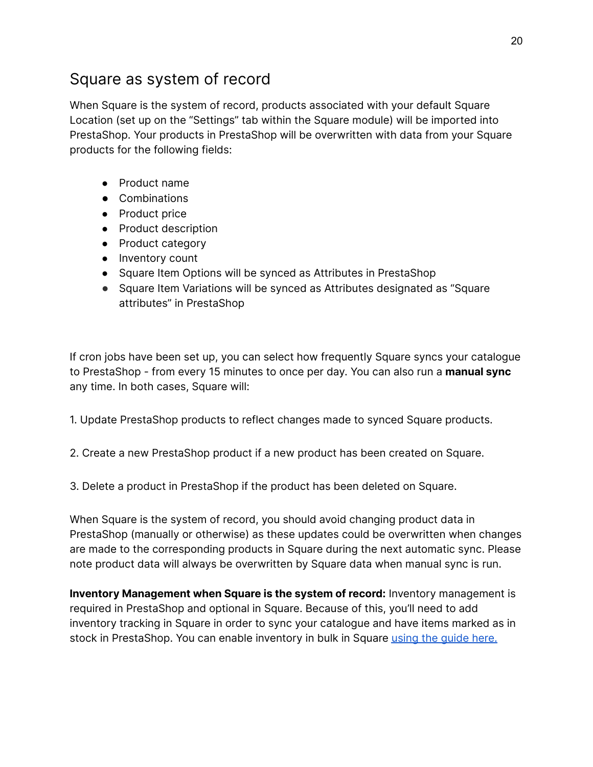## Square as system of record

When Square is the system of record, products associated with your default Square Location (set up on the "Settings" tab within the Square module) will be imported into PrestaShop. Your products in PrestaShop will be overwritten with data from your Square products for the following fields:

- Product name
- Combinations
- Product price
- Product description
- Product category
- Inventory count
- Square Item Options will be synced as Attributes in PrestaShop
- Square Item Variations will be synced as Attributes designated as "Square attributes" in PrestaShop

If cron jobs have been set up, you can select how frequently Square syncs your catalogue to PrestaShop - from every 15 minutes to once per day. You can also run a **manual sync** any time. In both cases, Square will:

1. Update PrestaShop products to reflect changes made to synced Square products.

2. Create a new PrestaShop product if a new product has been created on Square.

3. Delete a product in PrestaShop if the product has been deleted on Square.

When Square is the system of record, you should avoid changing product data in PrestaShop (manually or otherwise) as these updates could be overwritten when changes are made to the corresponding products in Square during the next automatic sync. Please note product data will always be overwritten by Square data when manual sync is run.

**Inventory Management when Square is the system of record:** Inventory management is required in PrestaShop and optional in Square. Because of this, you'll need to add inventory tracking in Square in order to sync your catalogue and have items marked as in stock in PrestaShop. You can enable inventory in bulk in Square using the guide here.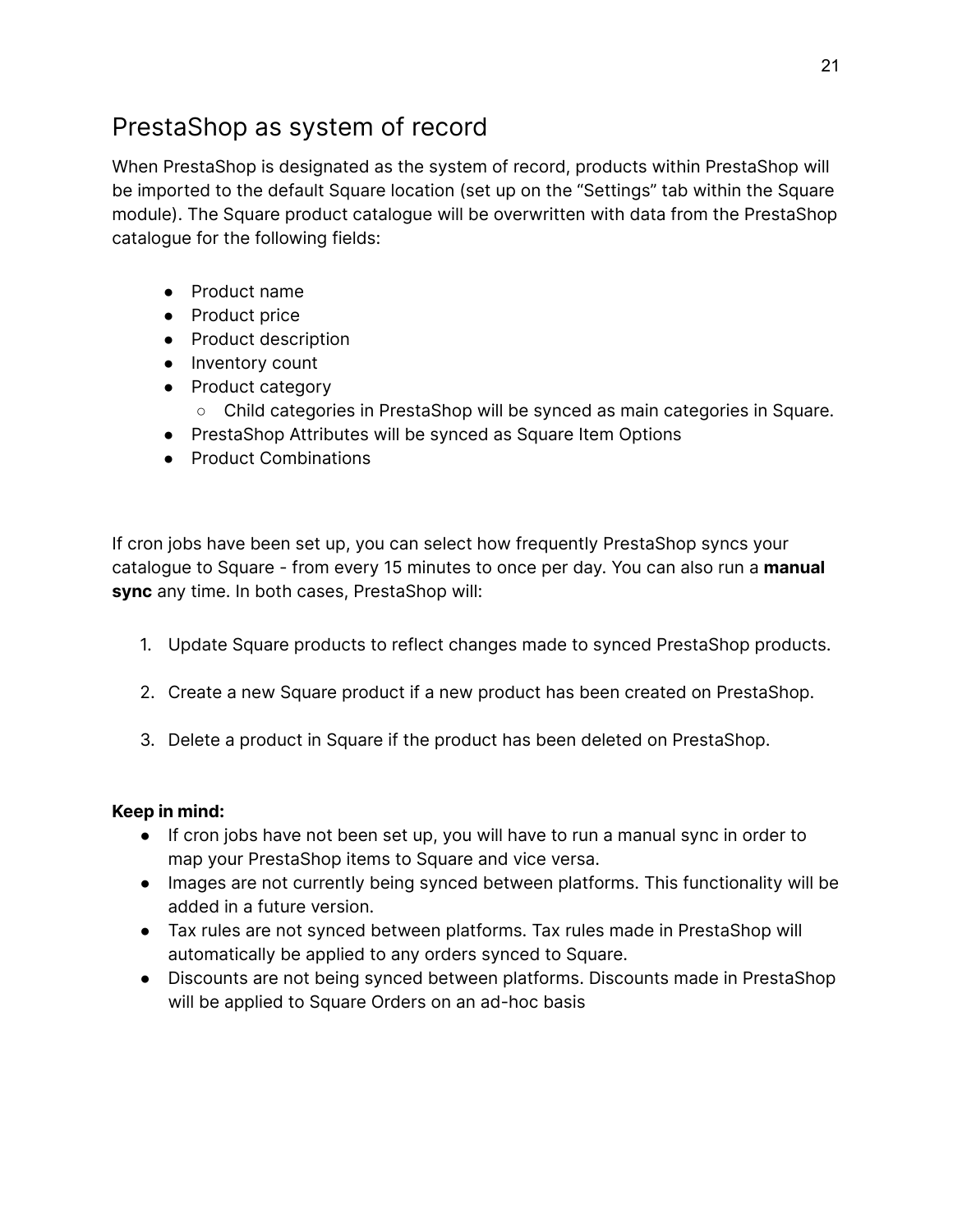## PrestaShop as system of record

When PrestaShop is designated as the system of record, products within PrestaShop will be imported to the default Square location (set up on the "Settings" tab within the Square module). The Square product catalogue will be overwritten with data from the PrestaShop catalogue for the following fields:

- Product name
- Product price
- Product description
- Inventory count
- Product category
  - Child categories in PrestaShop will be synced as main categories in Square.
- PrestaShop Attributes will be synced as Square Item Options
- Product Combinations

If cron jobs have been set up, you can select how frequently PrestaShop syncs your catalogue to Square - from every 15 minutes to once per day. You can also run a **manual sync** any time. In both cases, PrestaShop will:

1. Update Square products to reflect changes made to synced PrestaShop products.
2. Create a new Square product if a new product has been created on PrestaShop.
3. Delete a product in Square if the product has been deleted on PrestaShop.

**Keep in mind:**

- If cron jobs have not been set up, you will have to run a manual sync in order to map your PrestaShop items to Square and vice versa.
- Images are not currently being synced between platforms. This functionality will be added in a future version.
- Tax rules are not synced between platforms. Tax rules made in PrestaShop will automatically be applied to any orders synced to Square.
- Discounts are not being synced between platforms. Discounts made in PrestaShop will be applied to Square Orders on an ad-hoc basis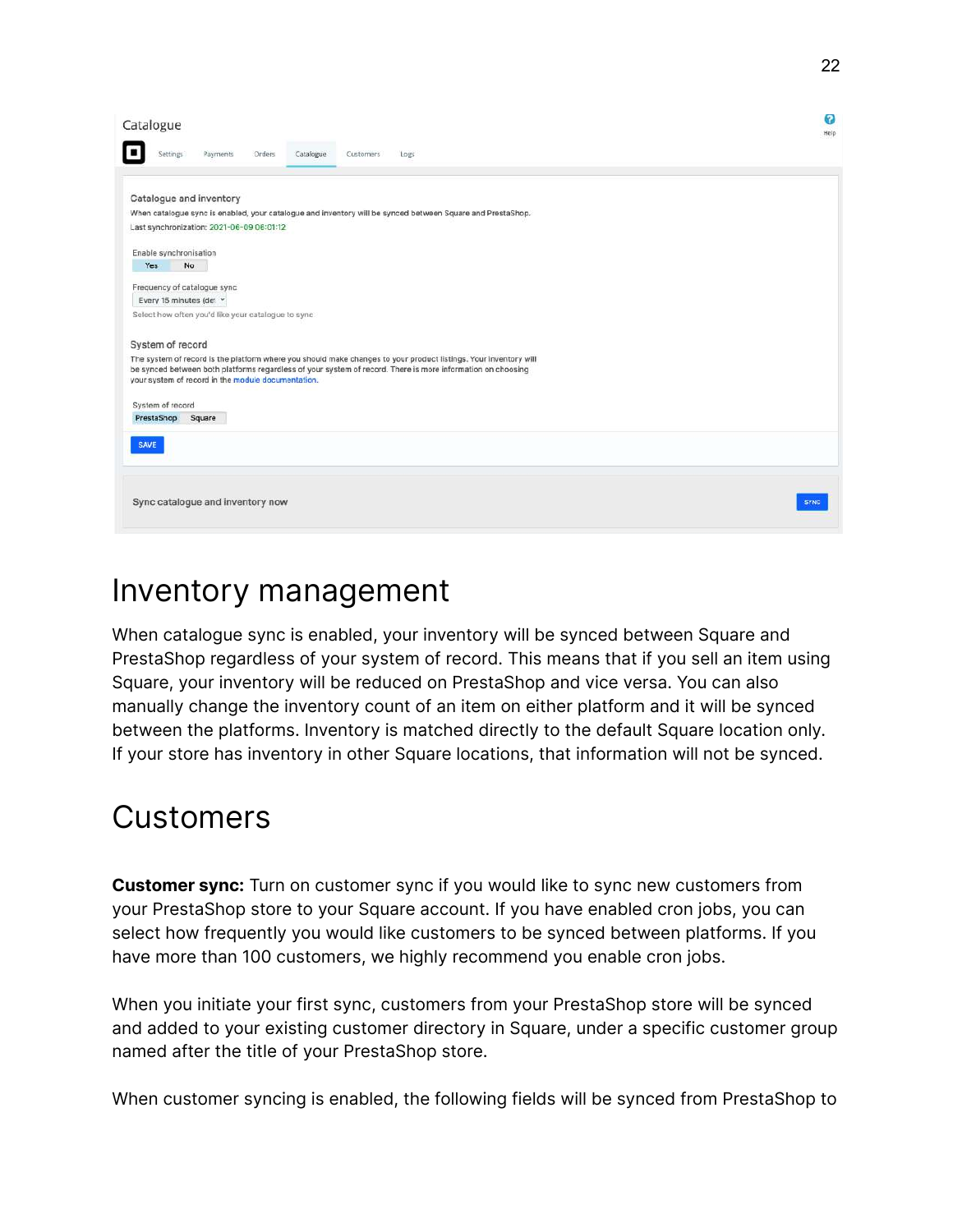Catalogue

Settings Payments Orders Catalogue Customers Logs

Catalogue and inventory

When catalogue sync is enabled, your catalogue and inventory will be synced between Square and PrestaShop.

Last synchronization: 2021-06-09 06:01:12

Enable synchronisation

Yes No

Frequency of catalogue sync

Every 15 minutes (de

Select how often you'd like your catalogue to sync

System of record

The system of record is the platform where you should make changes to your product listings. Your inventory will be synced between both platforms regardless of your system of record. There is more information on choosing your system of record in the module documentation.

System of record

PrestaShop Square

SAVE

Sync catalogue and inventory now

SYNC

# Inventory management

When catalogue sync is enabled, your inventory will be synced between Square and PrestaShop regardless of your system of record. This means that if you sell an item using Square, your inventory will be reduced on PrestaShop and vice versa. You can also manually change the inventory count of an item on either platform and it will be synced between the platforms. Inventory is matched directly to the default Square location only. If your store has inventory in other Square locations, that information will not be synced.

# Customers

**Customer sync:** Turn on customer sync if you would like to sync new customers from your PrestaShop store to your Square account. If you have enabled cron jobs, you can select how frequently you would like customers to be synced between platforms. If you have more than 100 customers, we highly recommend you enable cron jobs.

When you initiate your first sync, customers from your PrestaShop store will be synced and added to your existing customer directory in Square, under a specific customer group named after the title of your PrestaShop store.

When customer syncing is enabled, the following fields will be synced from PrestaShop to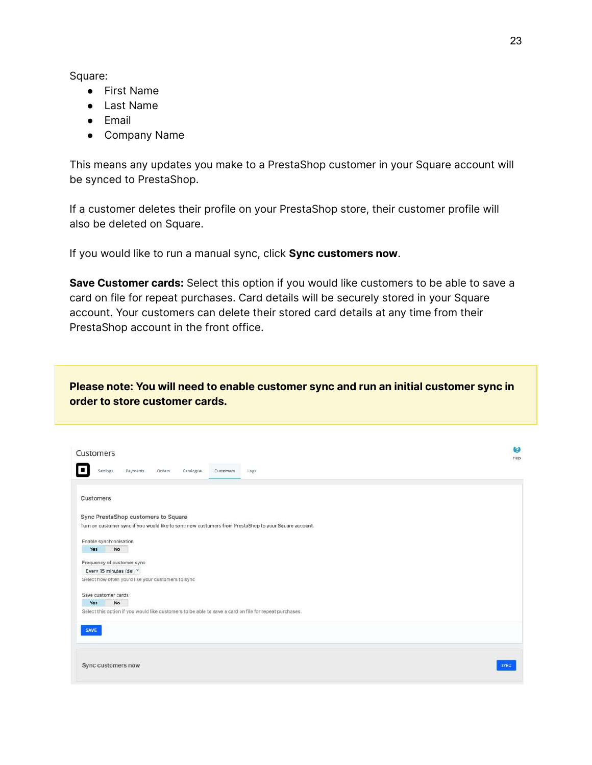Square:

- First Name
- Last Name
- Email
- Company Name

This means any updates you make to a PrestaShop customer in your Square account will be synced to PrestaShop.

If a customer deletes their profile on your PrestaShop store, their customer profile will also be deleted on Square.

If you would like to run a manual sync, click **Sync customers now**.

**Save Customer cards:** Select this option if you would like customers to be able to save a card on file for repeat purchases. Card details will be securely stored in your Square account. Your customers can delete their stored card details at any time from their PrestaShop account in the front office.

> **Please note: You will need to enable customer sync and run an initial customer sync in order to store customer cards.**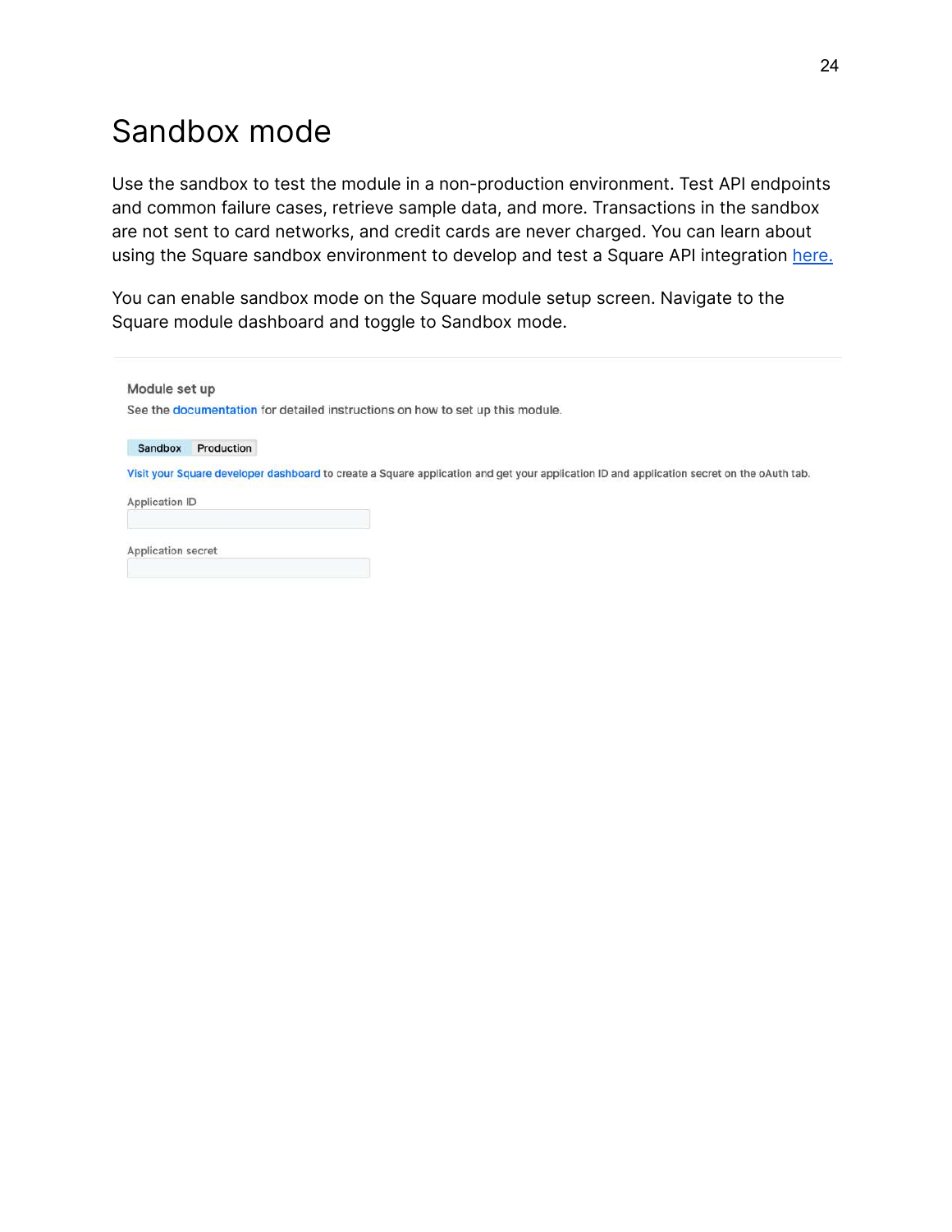# Sandbox mode

Use the sandbox to test the module in a non-production environment. Test API endpoints and common failure cases, retrieve sample data, and more. Transactions in the sandbox are not sent to card networks, and credit cards are never charged. You can learn about using the Square sandbox environment to develop and test a Square API integration here.

You can enable sandbox mode on the Square module setup screen. Navigate to the Square module dashboard and toggle to Sandbox mode.

**Module set up**

See the documentation for detailed instructions on how to set up this module.

Sandbox | Production

Visit your Square developer dashboard to create a Square application and get your application ID and application secret on the oAuth tab.

Application ID

Application secret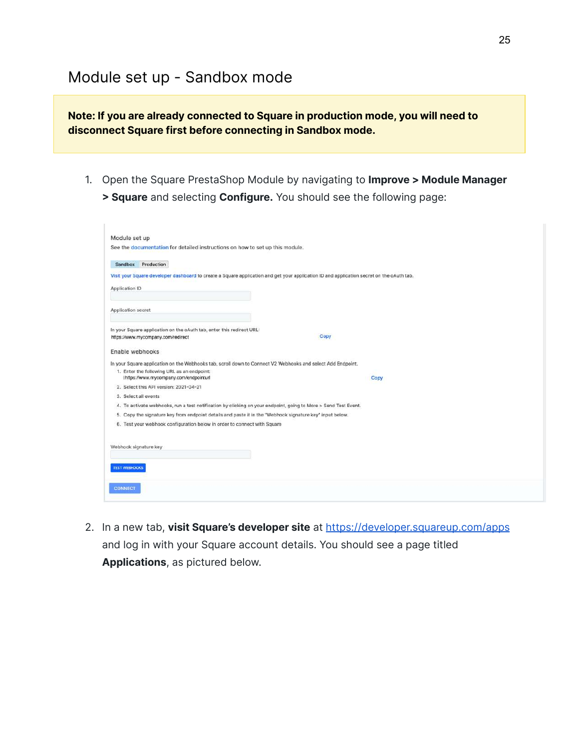## Module set up - Sandbox mode

**Note: If you are already connected to Square in production mode, you will need to disconnect Square first before connecting in Sandbox mode.**

1. Open the Square PrestaShop Module by navigating to **Improve > Module Manager > Square** and selecting **Configure.** You should see the following page:

Module set up

See the documentation for detailed instructions on how to set up this module.

Sandbox | Production

Visit your Square developer dashboard to create a Square application and get your application ID and application secret on the oAuth tab.

Application ID

Application secret

In your Square application on the oAuth tab, enter this redirect URL:
https://www.mycompany.com/redirect — Copy

Enable webhooks

In your Square application on the Webhooks tab, scroll down to Connect V2 Webhooks and select Add Endpoint.

1. Enter the following URL as an endpoint:
   https://www.mycompany.com/endpointurl — Copy
2. Select this API version: 2021-04-21
3. Select all events
4. To activate webhooks, run a test notification by clicking on your endpoint, going to More > Send Test Event.
5. Copy the signature key from endpoint details and paste it in the "Webhook signature key" input below.
6. Test your webhook configuration below in order to connect with Square

Webhook signature key

TEST WEBHOOKS

CONNECT

2. In a new tab, **visit Square's developer site** at [https://developer.squareup.com/apps](https://developer.squareup.com/apps) and log in with your Square account details. You should see a page titled **Applications**, as pictured below.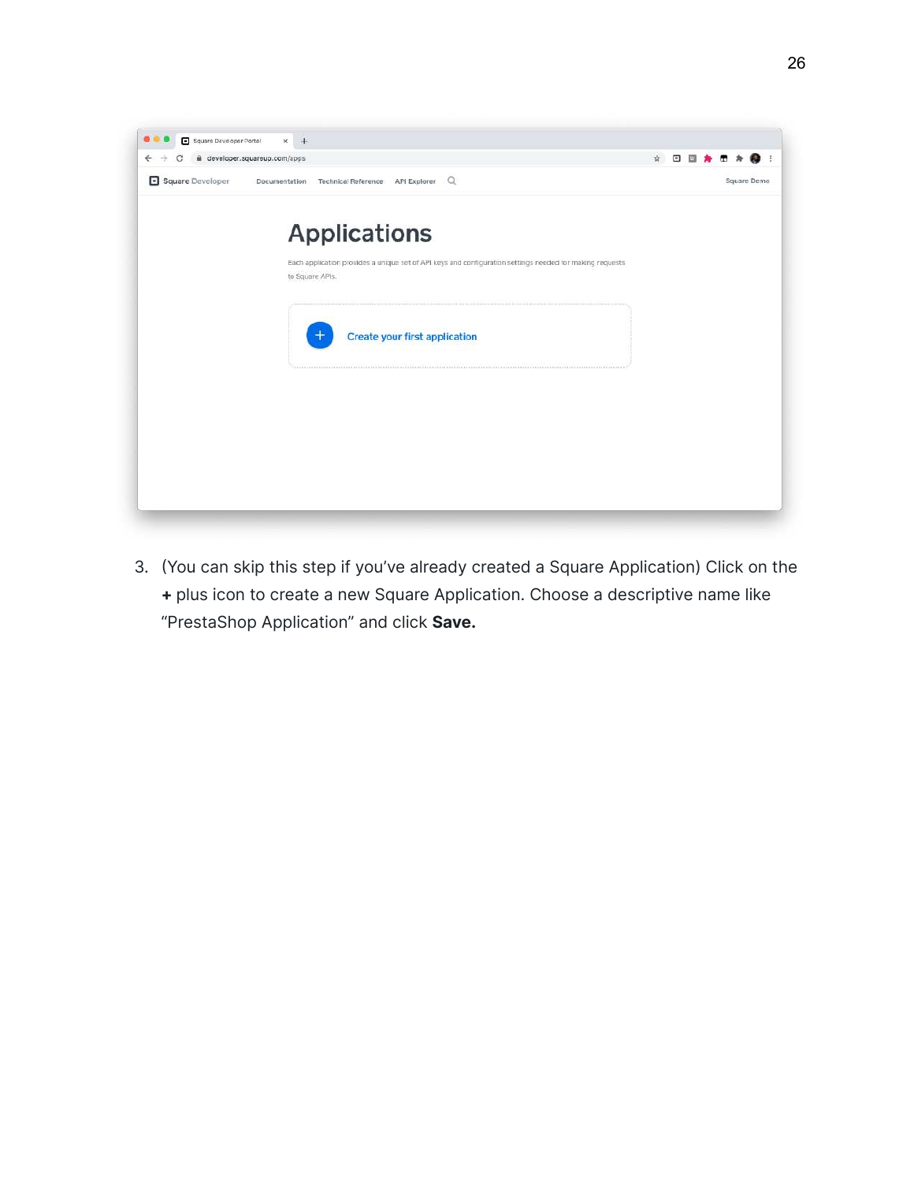3. (You can skip this step if you've already created a Square Application) Click on the **+** plus icon to create a new Square Application. Choose a descriptive name like "PrestaShop Application" and click **Save.**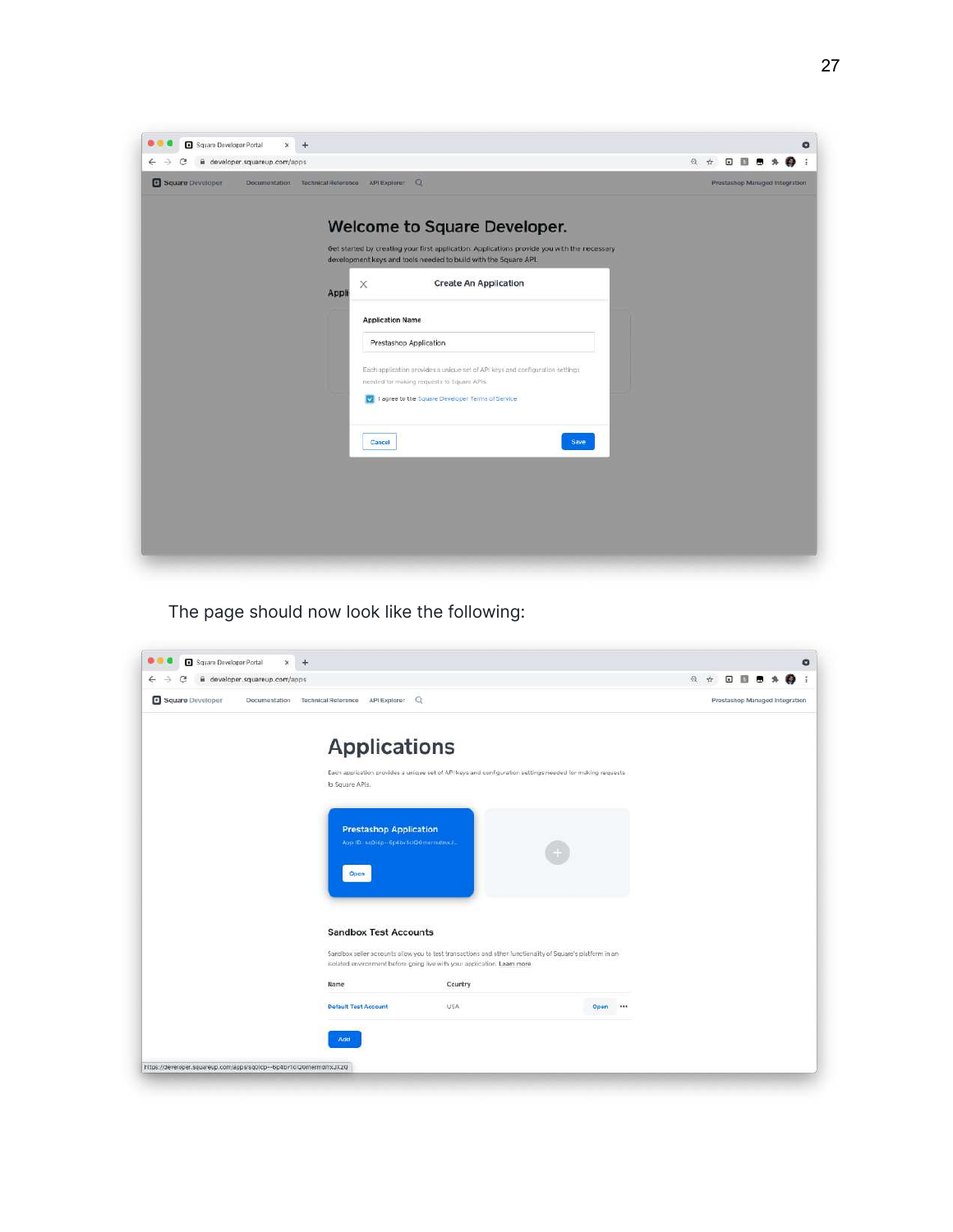The page should now look like the following: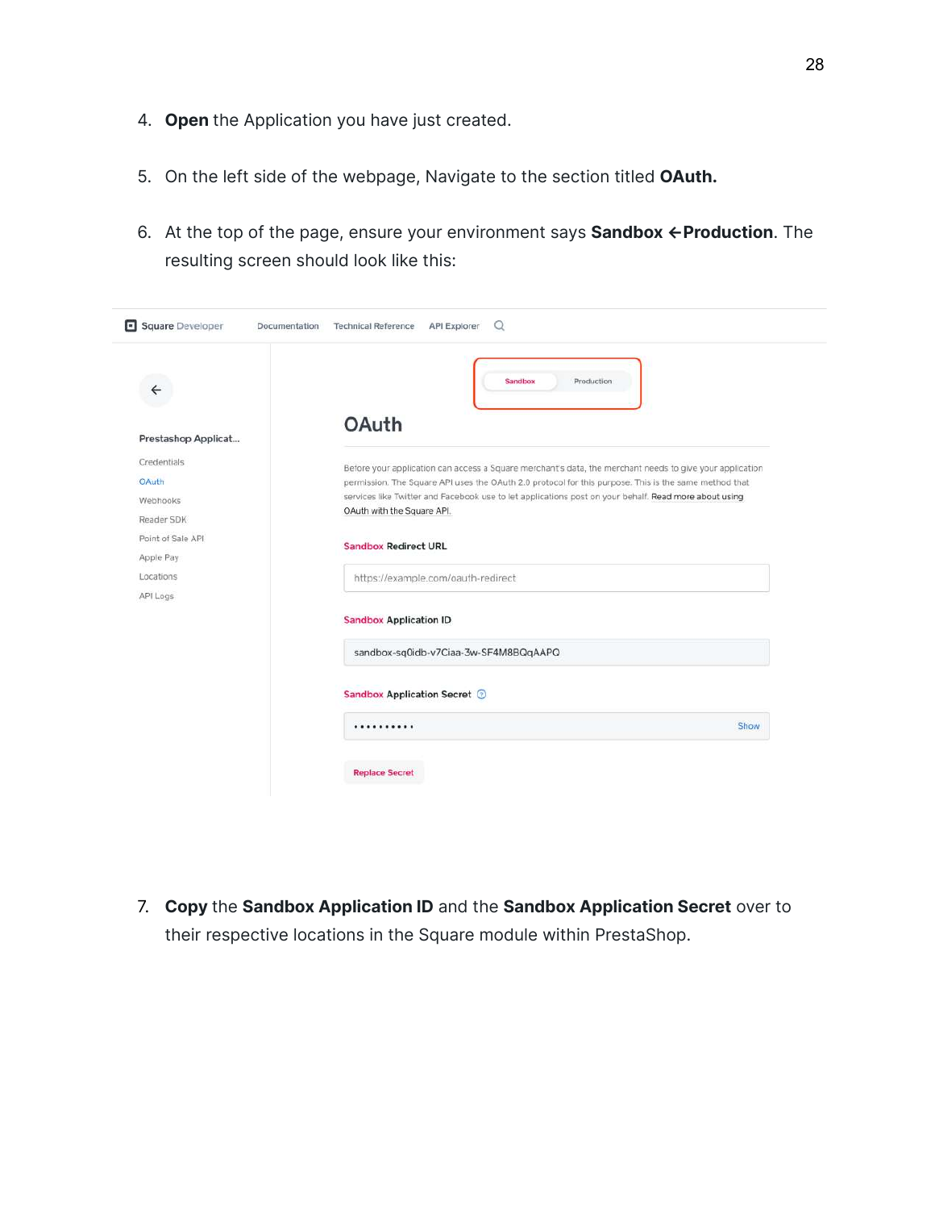4. **Open** the Application you have just created.

5. On the left side of the webpage, Navigate to the section titled **OAuth.**

6. At the top of the page, ensure your environment says **Sandbox ←Production**. The resulting screen should look like this:

7. **Copy** the **Sandbox Application ID** and the **Sandbox Application Secret** over to their respective locations in the Square module within PrestaShop.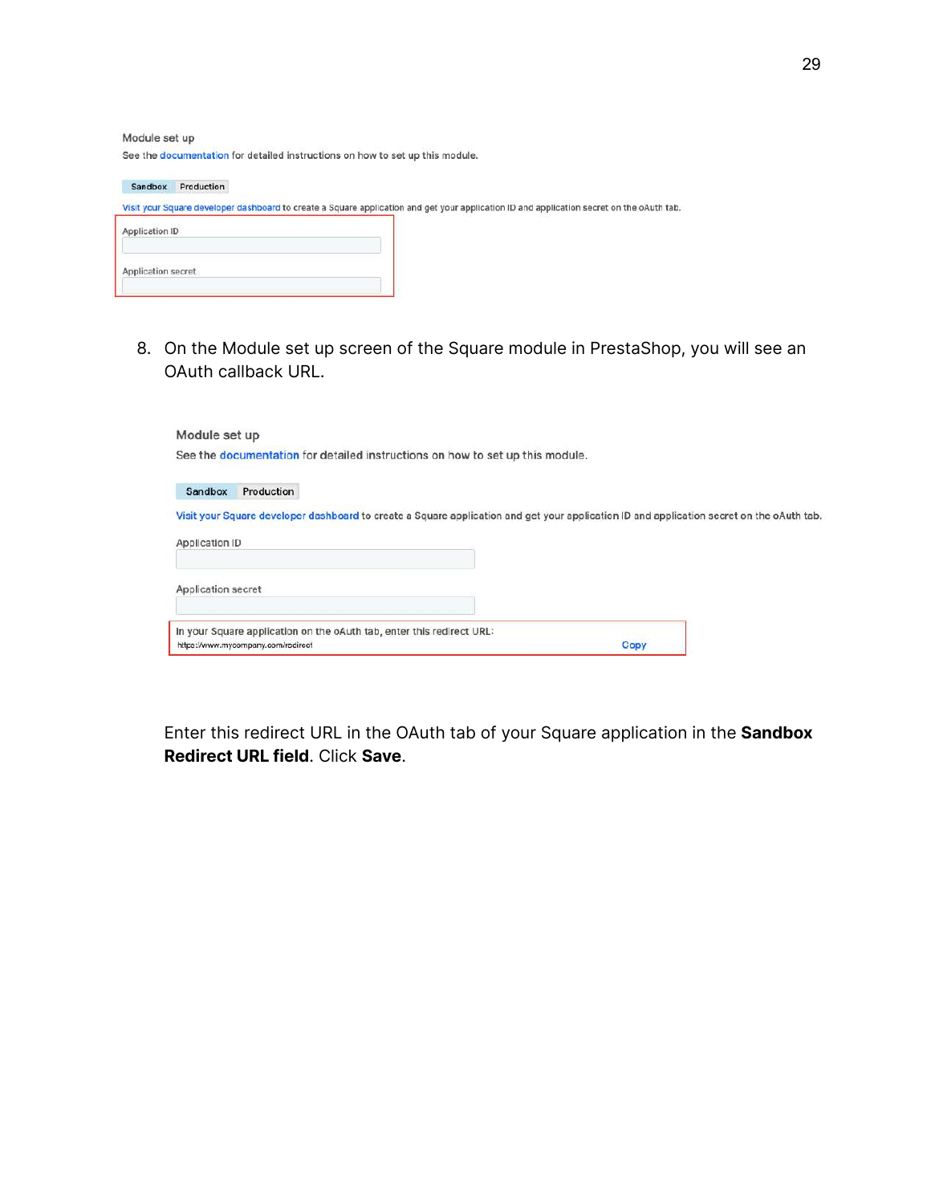Module set up

See the documentation for detailed instructions on how to set up this module.

Sandbox Production

Visit your Square developer dashboard to create a Square application and get your application ID and application secret on the oAuth tab.

Application ID

Application secret

8. On the Module set up screen of the Square module in PrestaShop, you will see an OAuth callback URL.

Module set up

See the documentation for detailed instructions on how to set up this module.

Sandbox Production

Visit your Square developer dashboard to create a Square application and get your application ID and application secret on the oAuth tab.

Application ID

Application secret

In your Square application on the oAuth tab, enter this redirect URL:
https://www.mycompany.com/redirect Copy

Enter this redirect URL in the OAuth tab of your Square application in the **Sandbox Redirect URL field**. Click **Save**.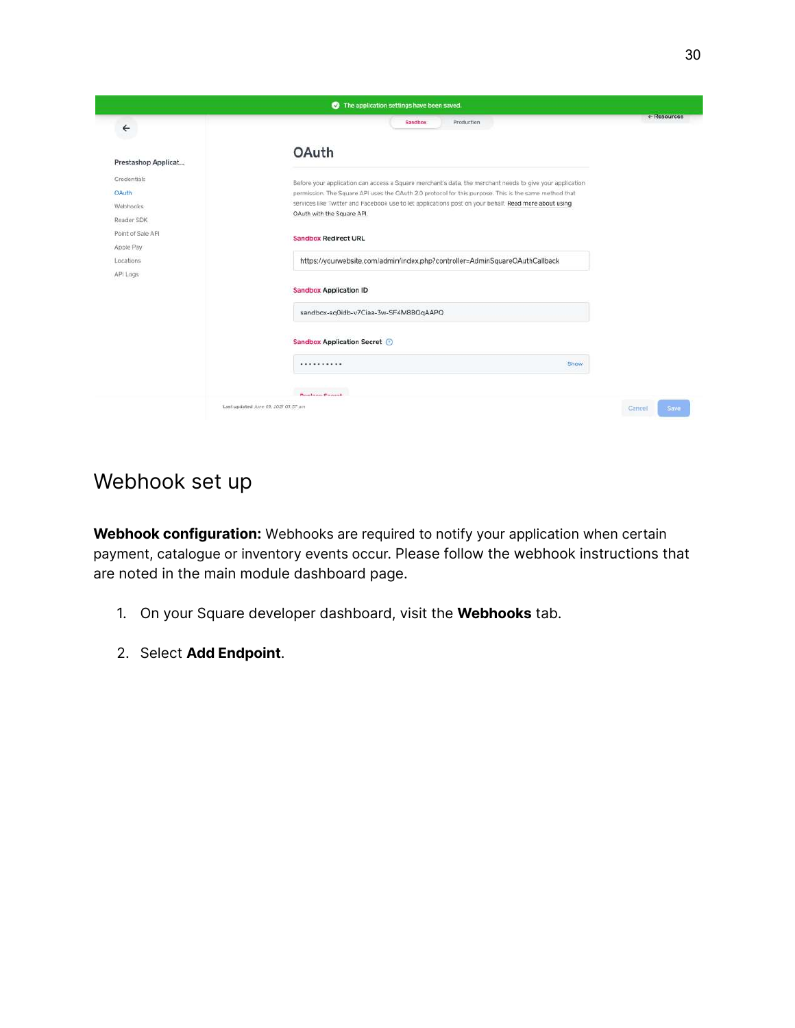## Webhook set up

**Webhook configuration:** Webhooks are required to notify your application when certain payment, catalogue or inventory events occur. Please follow the webhook instructions that are noted in the main module dashboard page.

1. On your Square developer dashboard, visit the **Webhooks** tab.
2. Select **Add Endpoint**.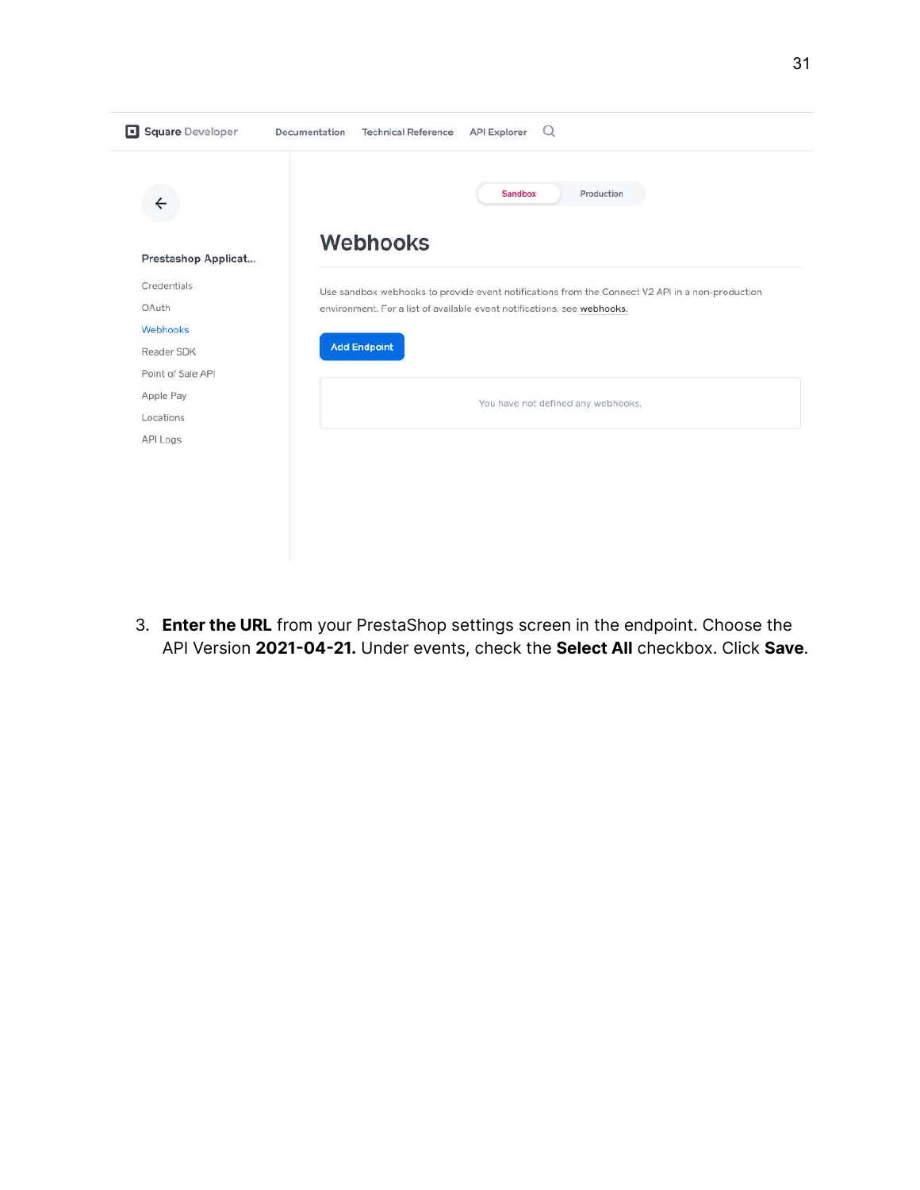3. **Enter the URL** from your PrestaShop settings screen in the endpoint. Choose the API Version **2021-04-21.** Under events, check the **Select All** checkbox. Click **Save**.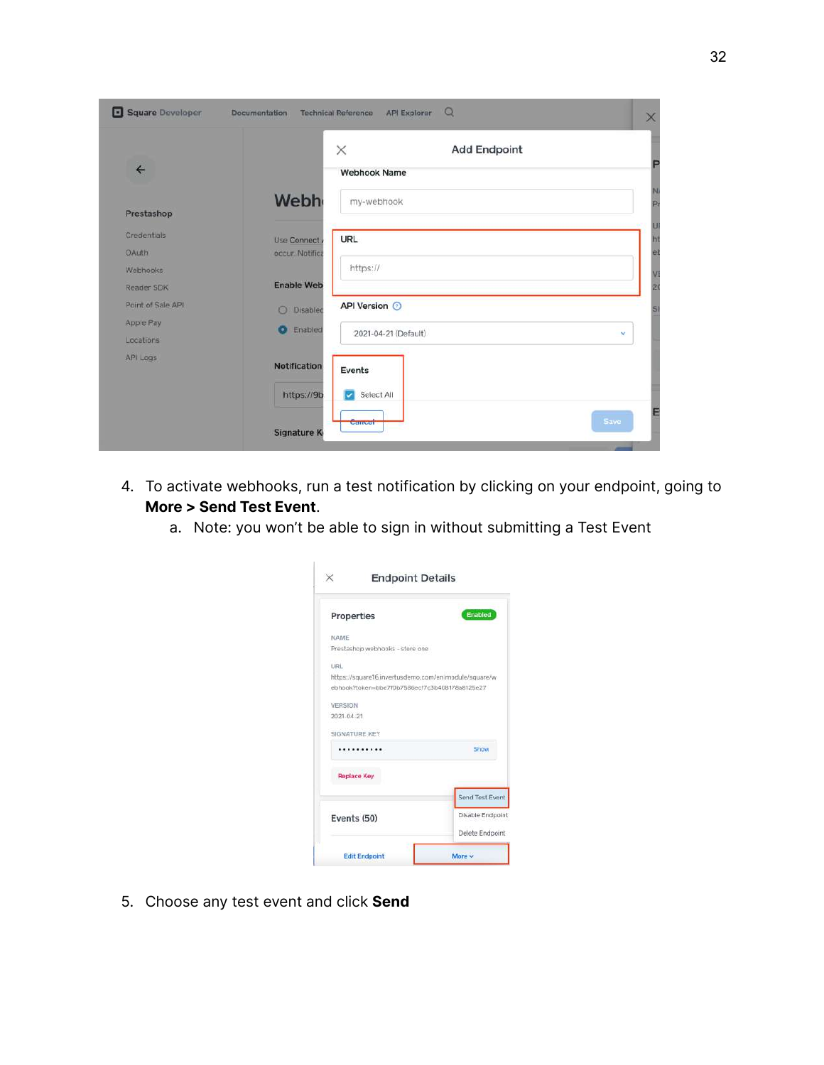4. To activate webhooks, run a test notification by clicking on your endpoint, going to **More > Send Test Event**.
    a. Note: you won't be able to sign in without submitting a Test Event

5. Choose any test event and click **Send**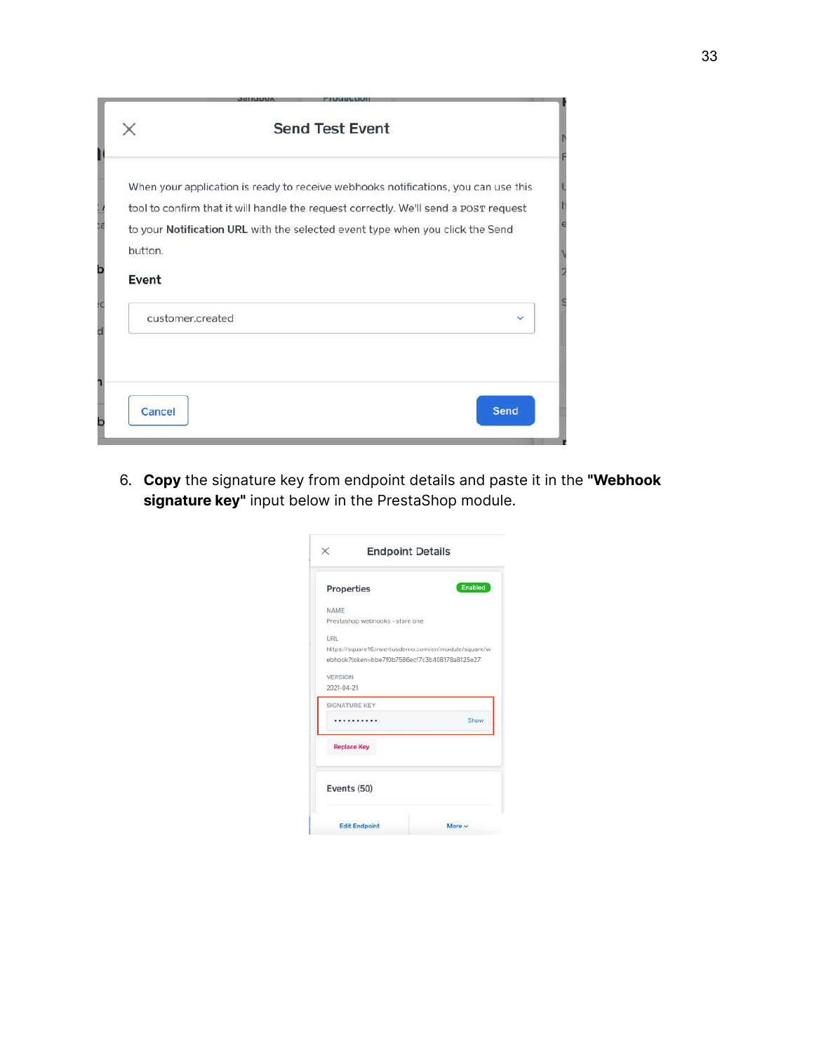6. **Copy** the signature key from endpoint details and paste it in the **"Webhook signature key"** input below in the PrestaShop module.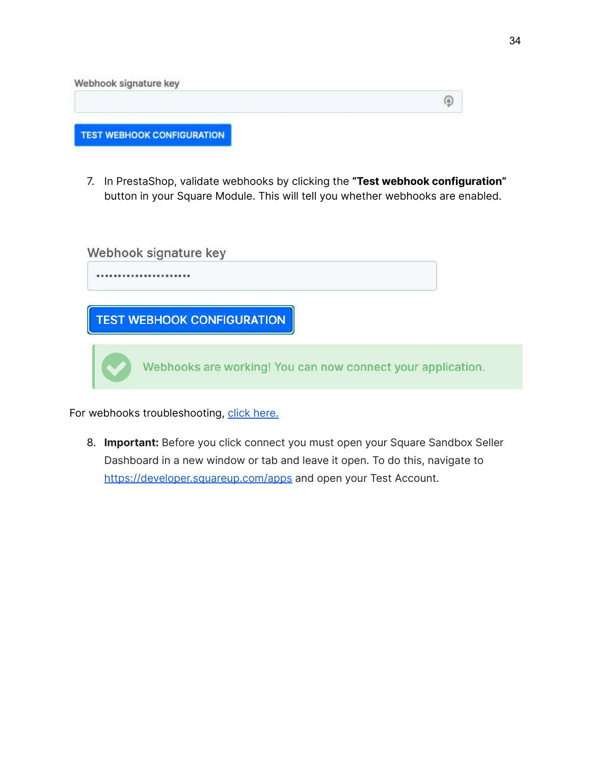Webhook signature key

TEST WEBHOOK CONFIGURATION

7. In PrestaShop, validate webhooks by clicking the **"Test webhook configuration"** button in your Square Module. This will tell you whether webhooks are enabled.

Webhook signature key

••••••••••••••••••••••

TEST WEBHOOK CONFIGURATION

Webhooks are working! You can now connect your application.

For webhooks troubleshooting, [click here.]()

8. **Important:** Before you click connect you must open your Square Sandbox Seller Dashboard in a new window or tab and leave it open. To do this, navigate to [https://developer.squareup.com/apps](https://developer.squareup.com/apps) and open your Test Account.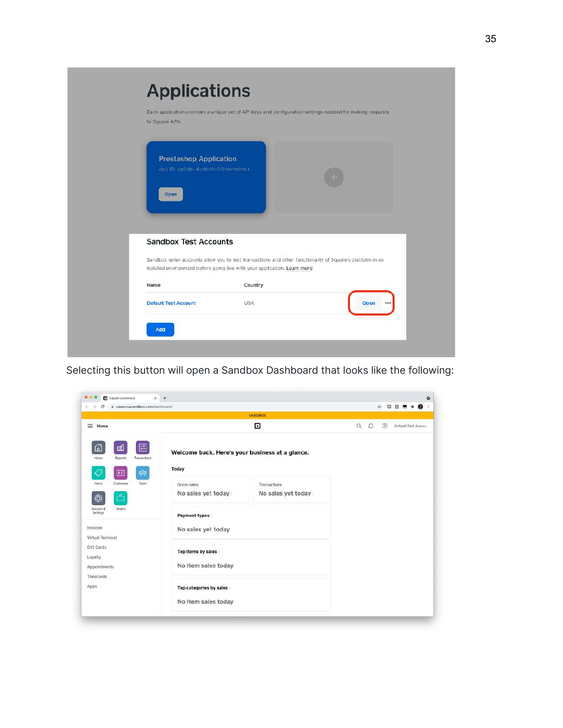Selecting this button will open a Sandbox Dashboard that looks like the following: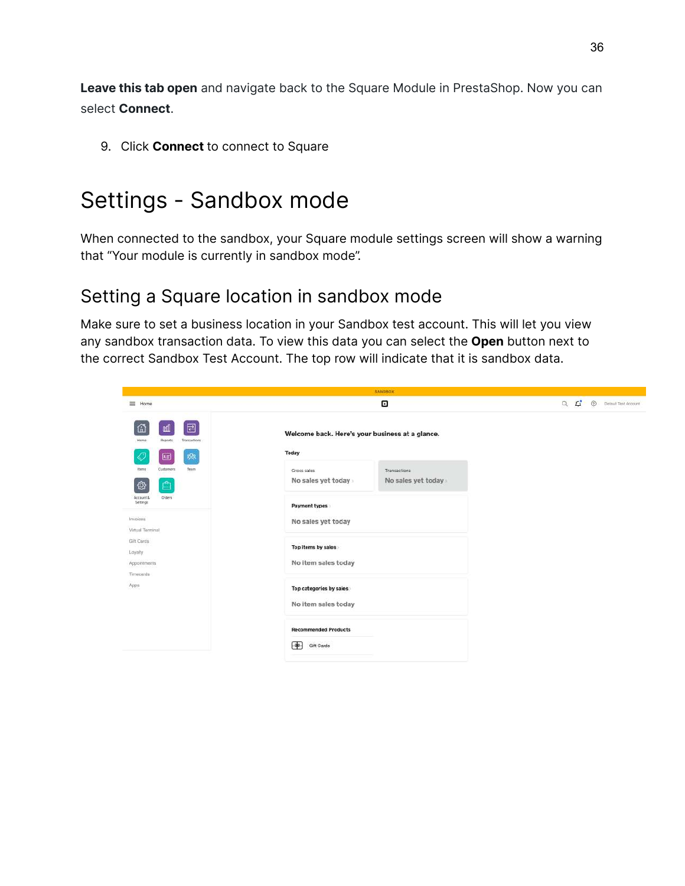**Leave this tab open** and navigate back to the Square Module in PrestaShop. Now you can select **Connect**.

9. Click **Connect** to connect to Square

# Settings - Sandbox mode

When connected to the sandbox, your Square module settings screen will show a warning that “Your module is currently in sandbox mode”.

## Setting a Square location in sandbox mode

Make sure to set a business location in your Sandbox test account. This will let you view any sandbox transaction data. To view this data you can select the **Open** button next to the correct Sandbox Test Account. The top row will indicate that it is sandbox data.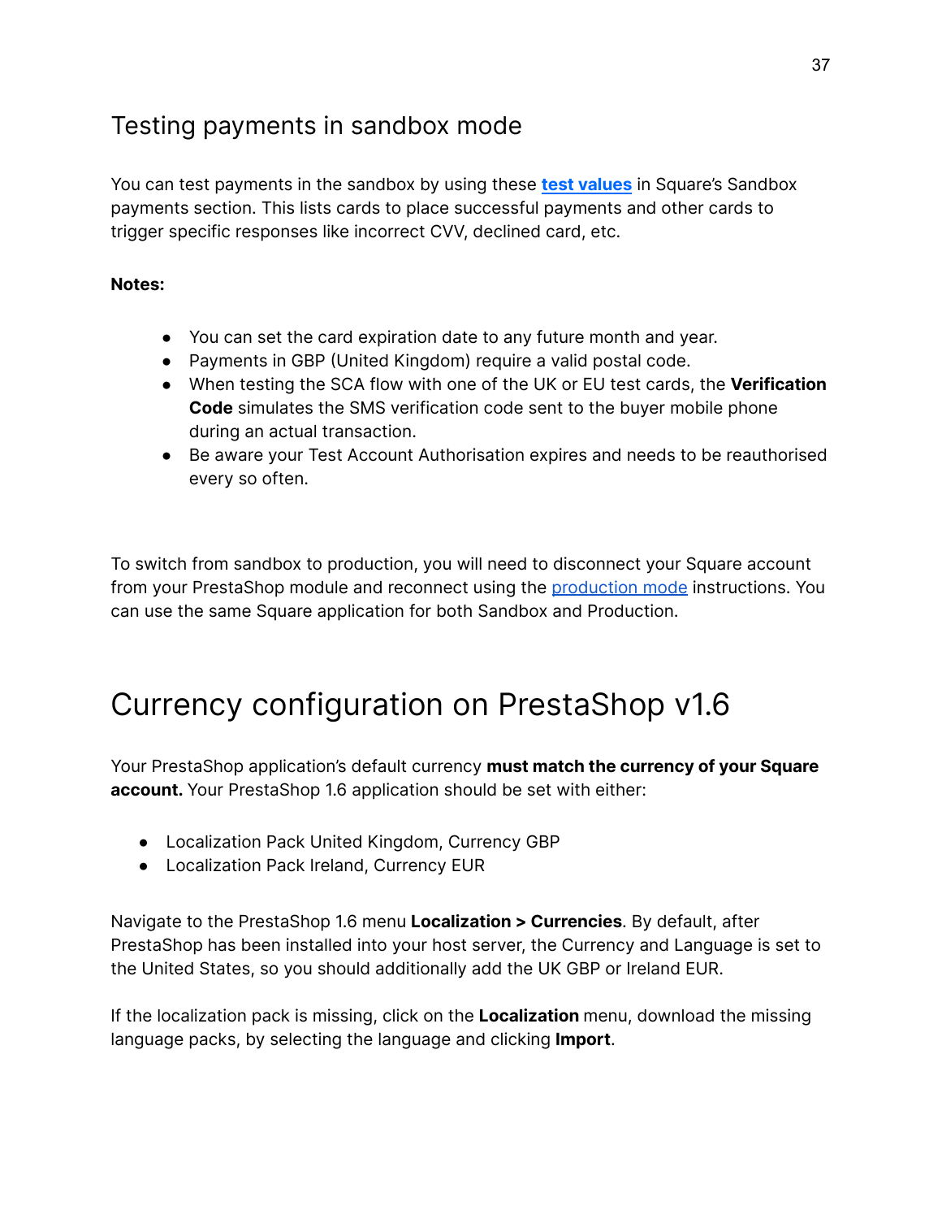## Testing payments in sandbox mode

You can test payments in the sandbox by using these **test values** in Square's Sandbox payments section. This lists cards to place successful payments and other cards to trigger specific responses like incorrect CVV, declined card, etc.

**Notes:**

- You can set the card expiration date to any future month and year.
- Payments in GBP (United Kingdom) require a valid postal code.
- When testing the SCA flow with one of the UK or EU test cards, the **Verification Code** simulates the SMS verification code sent to the buyer mobile phone during an actual transaction.
- Be aware your Test Account Authorisation expires and needs to be reauthorised every so often.

To switch from sandbox to production, you will need to disconnect your Square account from your PrestaShop module and reconnect using the production mode instructions. You can use the same Square application for both Sandbox and Production.

# Currency configuration on PrestaShop v1.6

Your PrestaShop application's default currency **must match the currency of your Square account.** Your PrestaShop 1.6 application should be set with either:

- Localization Pack United Kingdom, Currency GBP
- Localization Pack Ireland, Currency EUR

Navigate to the PrestaShop 1.6 menu **Localization > Currencies**. By default, after PrestaShop has been installed into your host server, the Currency and Language is set to the United States, so you should additionally add the UK GBP or Ireland EUR.

If the localization pack is missing, click on the **Localization** menu, download the missing language packs, by selecting the language and clicking **Import**.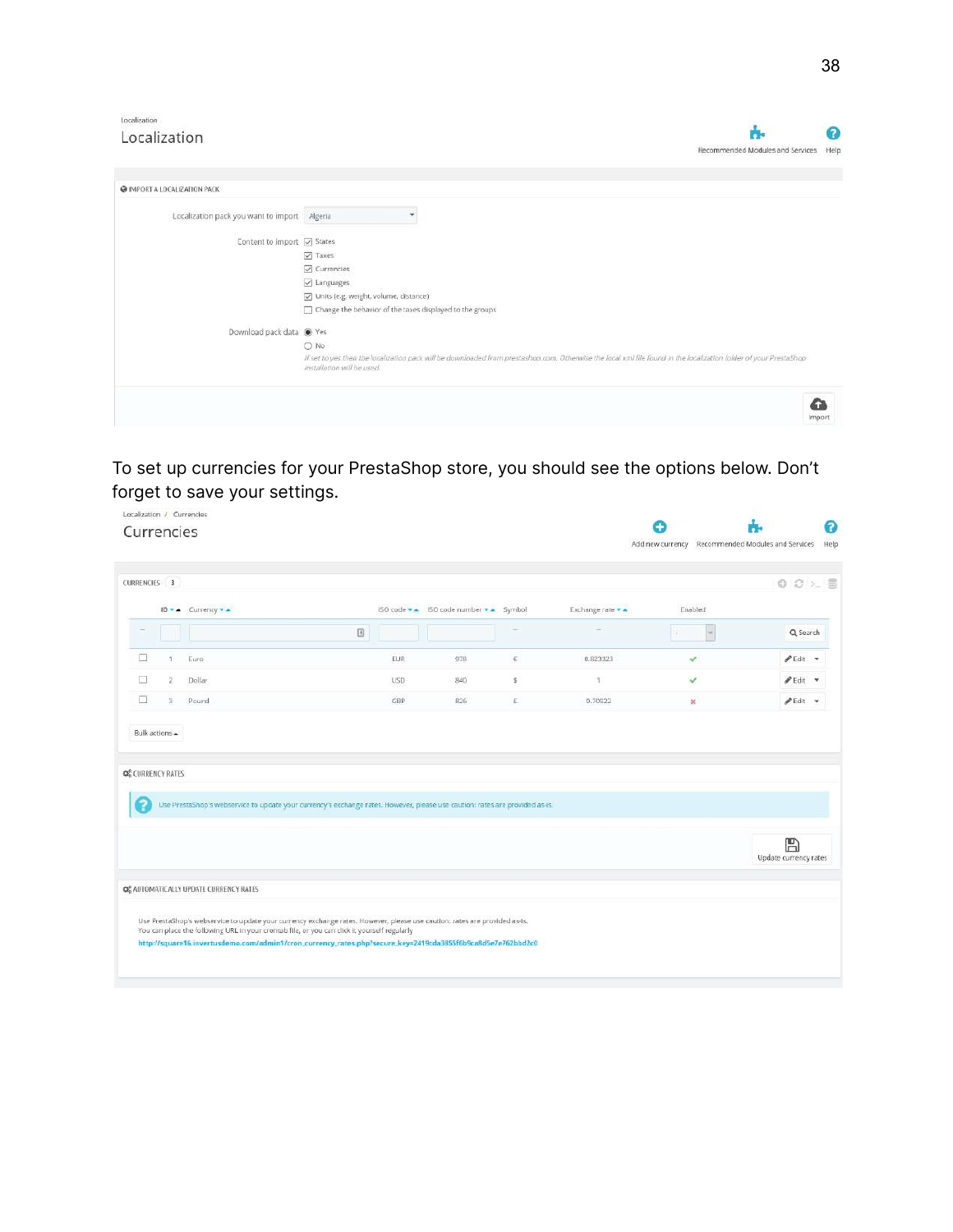Localization

# Localization

Recommended Modules and Services Help

IMPORT A LOCALIZATION PACK

Localization pack you want to import: Algeria

Content to import:
- [x] States
- [x] Taxes
- [x] Currencies
- [x] Languages
- [x] Units (e.g. weight, volume, distance)
- [ ] Change the behavior of the taxes displayed to the groups

Download pack data:
- (•) Yes
- ( ) No

*If set to yes then the localization pack will be downloaded from prestashop.com. Otherwise the local xml file found in the localization folder of your PrestaShop installation will be used.*

Import

To set up currencies for your PrestaShop store, you should see the options below. Don't forget to save your settings.

Localization / Currencies

# Currencies

Add new currency Recommended Modules and Services Help

CURRENCIES 3

| | ID | Currency | ISO code | ISO code number | Symbol | Exchange rate | Enabled | |
|---|---|---|---|---|---|---|---|---|
| | 1 | Euro | EUR | 978 | € | 0.823323 | ✔ | Edit |
| | 2 | Dollar | USD | 840 | $ | 1 | ✔ | Edit |
| | 3 | Pound | GBP | 826 | £ | 0.70922 | ✖ | Edit |

Bulk actions

CURRENCY RATES

Use PrestaShop's webservice to update your currency's exchange rates. However, please use caution: rates are provided as-is.

Update currency rates

AUTOMATICALLY UPDATE CURRENCY RATES

Use PrestaShop's webservice to update your currency exchange rates. However, please use caution: rates are provided as-is.
You can place the following URL in your crontab file, or you can click it yourself regularly

http://square16.invertusdemo.com/admin1/cron_currency_rates.php?secure_key=2419cda3853f6b9ca8d5e7e762bbd2c0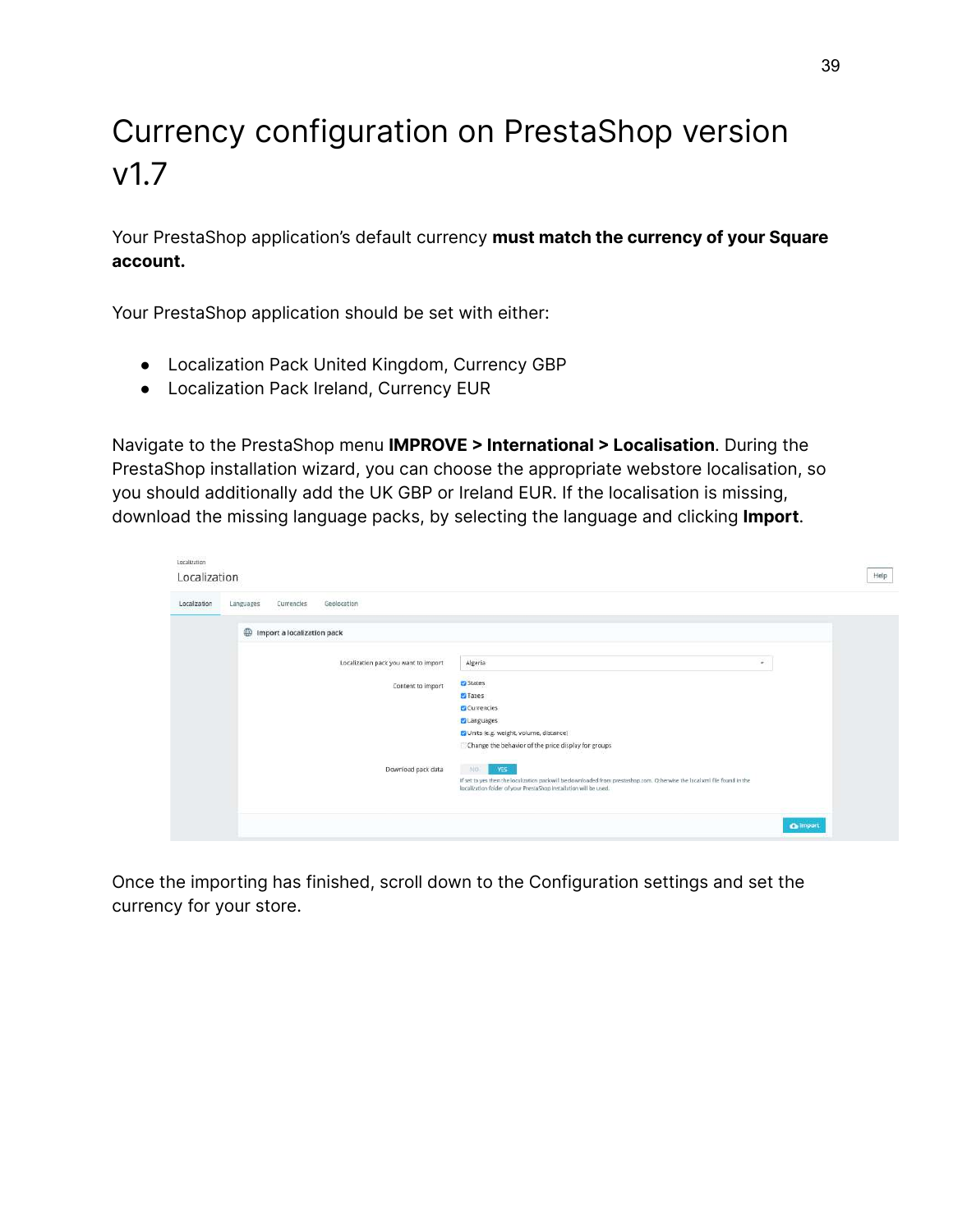# Currency configuration on PrestaShop version v1.7

Your PrestaShop application's default currency **must match the currency of your Square account.**

Your PrestaShop application should be set with either:

- Localization Pack United Kingdom, Currency GBP
- Localization Pack Ireland, Currency EUR

Navigate to the PrestaShop menu **IMPROVE > International > Localisation**. During the PrestaShop installation wizard, you can choose the appropriate webstore localisation, so you should additionally add the UK GBP or Ireland EUR. If the localisation is missing, download the missing language packs, by selecting the language and clicking **Import**.

Once the importing has finished, scroll down to the Configuration settings and set the currency for your store.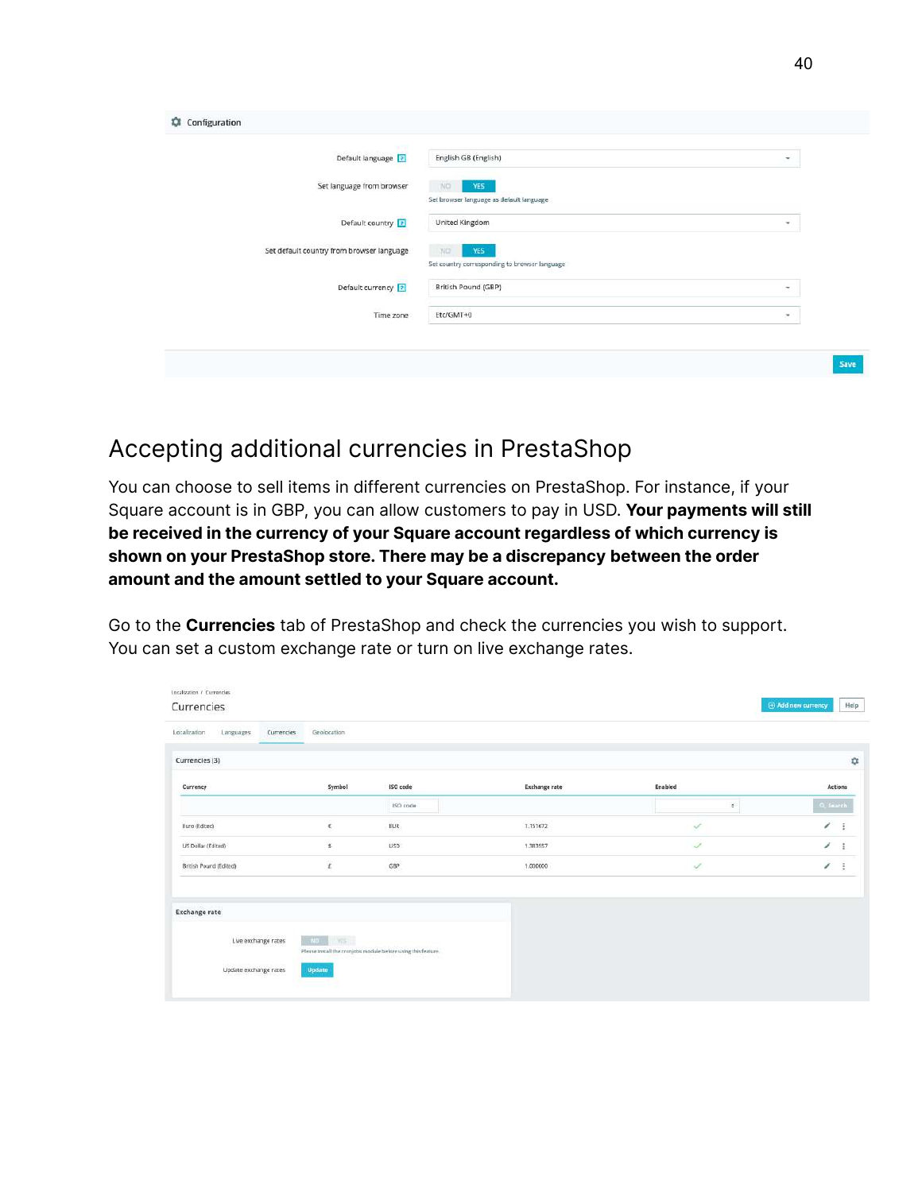## Accepting additional currencies in PrestaShop

You can choose to sell items in different currencies on PrestaShop. For instance, if your Square account is in GBP, you can allow customers to pay in USD. **Your payments will still be received in the currency of your Square account regardless of which currency is shown on your PrestaShop store. There may be a discrepancy between the order amount and the amount settled to your Square account.**

Go to the **Currencies** tab of PrestaShop and check the currencies you wish to support. You can set a custom exchange rate or turn on live exchange rates.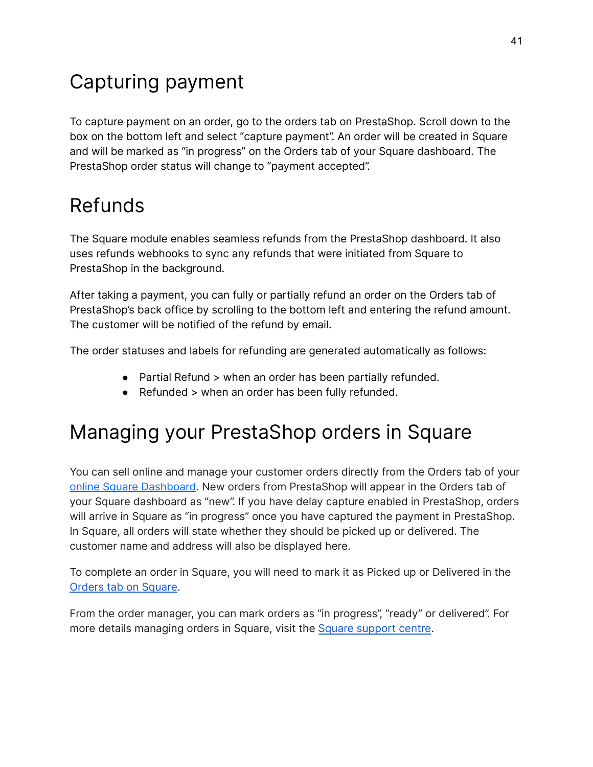# Capturing payment

To capture payment on an order, go to the orders tab on PrestaShop. Scroll down to the box on the bottom left and select "capture payment". An order will be created in Square and will be marked as "in progress" on the Orders tab of your Square dashboard. The PrestaShop order status will change to "payment accepted".

# Refunds

The Square module enables seamless refunds from the PrestaShop dashboard. It also uses refunds webhooks to sync any refunds that were initiated from Square to PrestaShop in the background.

After taking a payment, you can fully or partially refund an order on the Orders tab of PrestaShop's back office by scrolling to the bottom left and entering the refund amount. The customer will be notified of the refund by email.

The order statuses and labels for refunding are generated automatically as follows:

- Partial Refund > when an order has been partially refunded.
- Refunded > when an order has been fully refunded.

# Managing your PrestaShop orders in Square

You can sell online and manage your customer orders directly from the Orders tab of your [online Square Dashboard](). New orders from PrestaShop will appear in the Orders tab of your Square dashboard as "new". If you have delay capture enabled in PrestaShop, orders will arrive in Square as "in progress" once you have captured the payment in PrestaShop. In Square, all orders will state whether they should be picked up or delivered. The customer name and address will also be displayed here.

To complete an order in Square, you will need to mark it as Picked up or Delivered in the [Orders tab on Square]().

From the order manager, you can mark orders as "in progress", "ready" or delivered". For more details managing orders in Square, visit the [Square support centre]().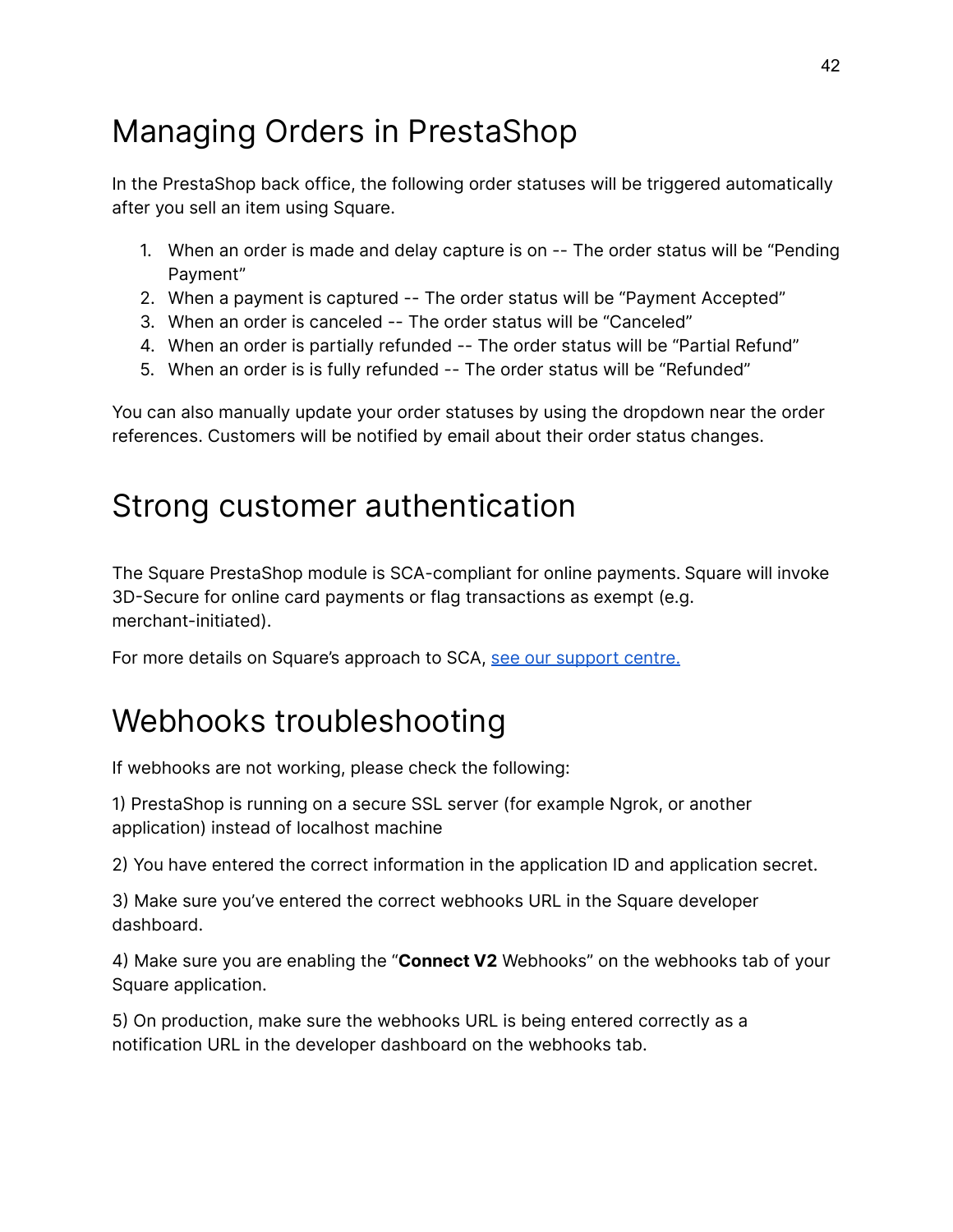# Managing Orders in PrestaShop

In the PrestaShop back office, the following order statuses will be triggered automatically after you sell an item using Square.

1. When an order is made and delay capture is on -- The order status will be "Pending Payment"
2. When a payment is captured -- The order status will be "Payment Accepted"
3. When an order is canceled -- The order status will be "Canceled"
4. When an order is partially refunded -- The order status will be "Partial Refund"
5. When an order is is fully refunded -- The order status will be "Refunded"

You can also manually update your order statuses by using the dropdown near the order references. Customers will be notified by email about their order status changes.

# Strong customer authentication

The Square PrestaShop module is SCA-compliant for online payments. Square will invoke 3D-Secure for online card payments or flag transactions as exempt (e.g. merchant-initiated).

For more details on Square's approach to SCA, [see our support centre.]()

# Webhooks troubleshooting

If webhooks are not working, please check the following:

1) PrestaShop is running on a secure SSL server (for example Ngrok, or another application) instead of localhost machine

2) You have entered the correct information in the application ID and application secret.

3) Make sure you've entered the correct webhooks URL in the Square developer dashboard.

4) Make sure you are enabling the "**Connect V2** Webhooks" on the webhooks tab of your Square application.

5) On production, make sure the webhooks URL is being entered correctly as a notification URL in the developer dashboard on the webhooks tab.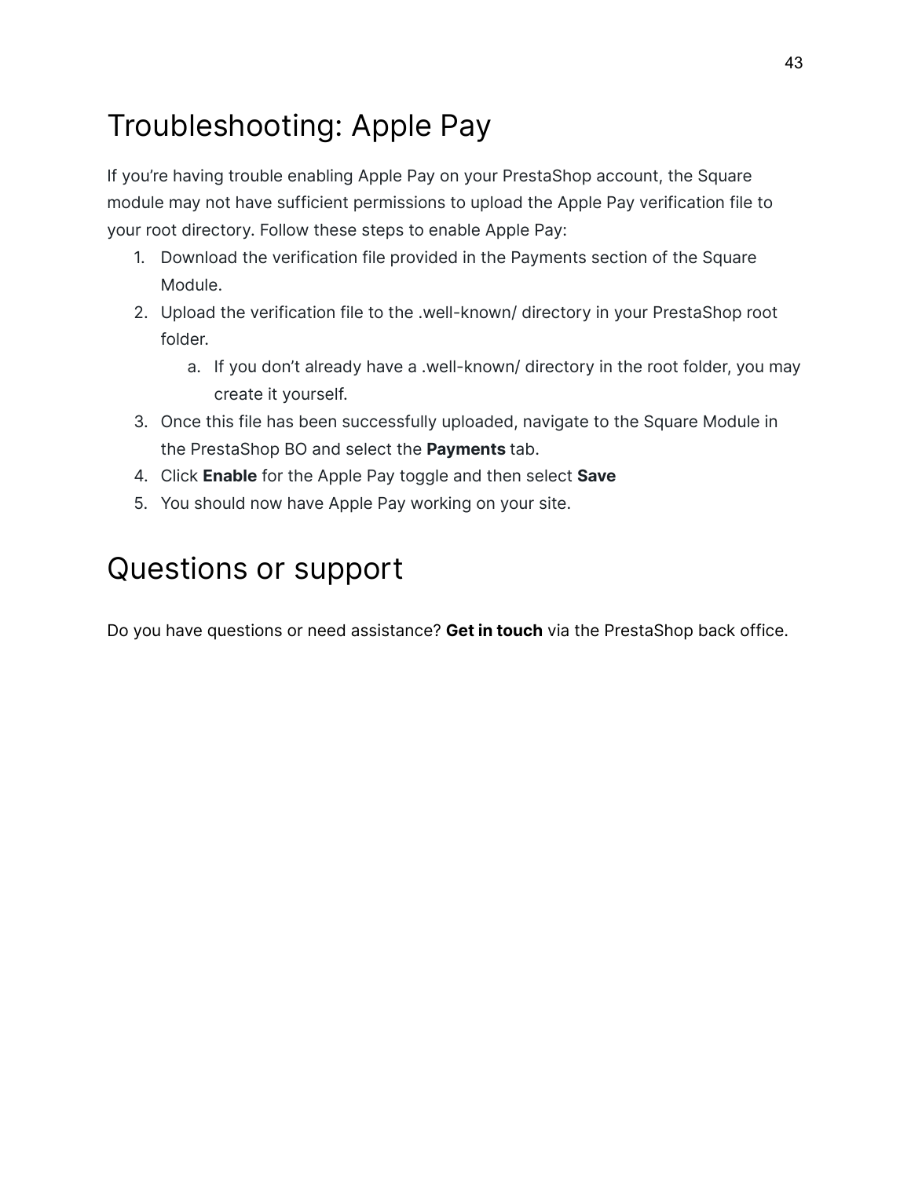# Troubleshooting: Apple Pay

If you're having trouble enabling Apple Pay on your PrestaShop account, the Square module may not have sufficient permissions to upload the Apple Pay verification file to your root directory. Follow these steps to enable Apple Pay:

1. Download the verification file provided in the Payments section of the Square Module.
2. Upload the verification file to the .well-known/ directory in your PrestaShop root folder.
   a. If you don't already have a .well-known/ directory in the root folder, you may create it yourself.
3. Once this file has been successfully uploaded, navigate to the Square Module in the PrestaShop BO and select the **Payments** tab.
4. Click **Enable** for the Apple Pay toggle and then select **Save**
5. You should now have Apple Pay working on your site.

# Questions or support

Do you have questions or need assistance? **Get in touch** via the PrestaShop back office.